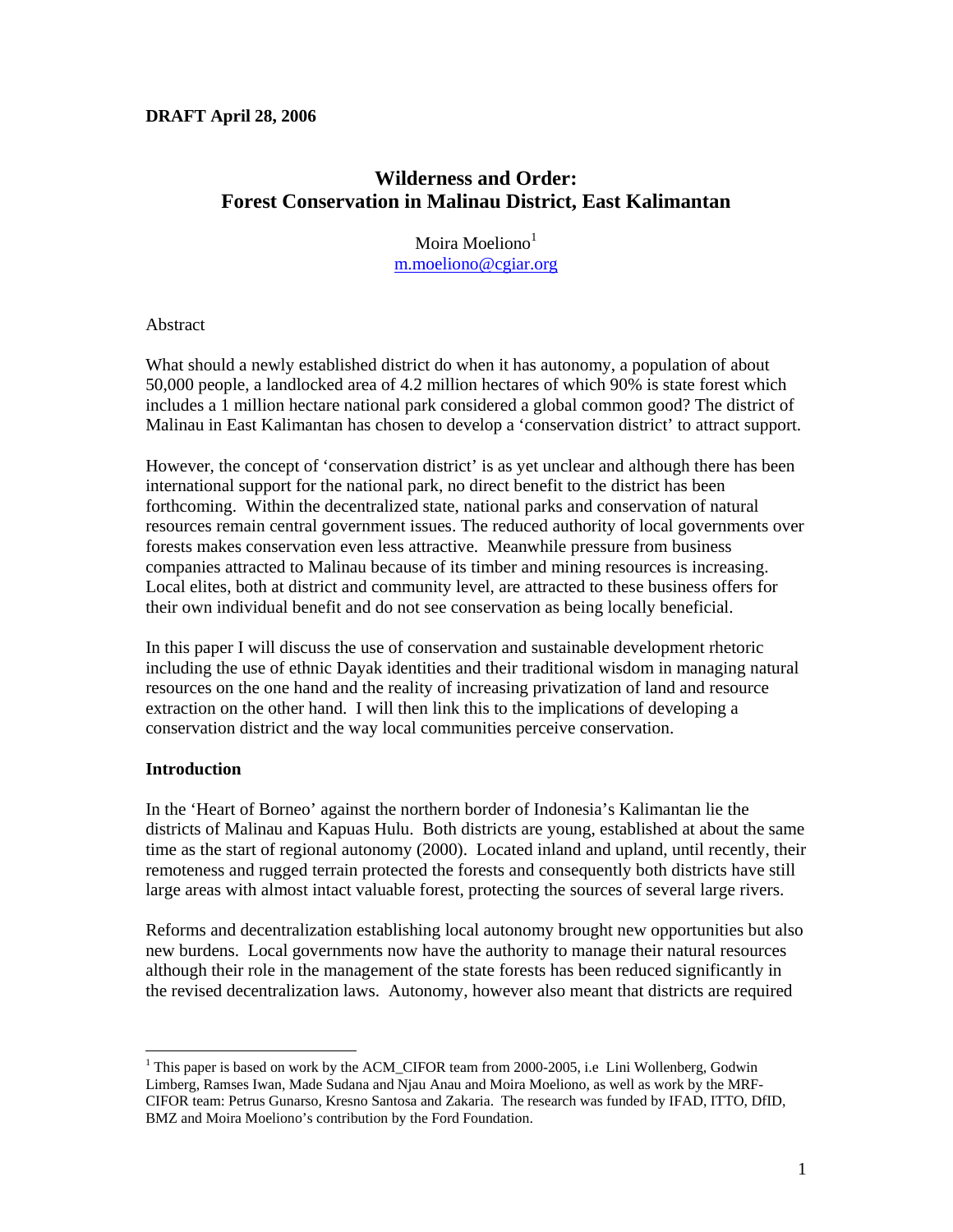**DRAFT April 28, 2006**

# Wilderness and Order: Forest Conservation in Malinau District, East Kalimantan

Moira Moeliono[1]
m.moeliono@cgiar.org

Abstract

What should a newly established district do when it has autonomy, a population of about 50,000 people, a landlocked area of 4.2 million hectares of which 90% is state forest which includes a 1 million hectare national park considered a global common good? The district of Malinau in East Kalimantan has chosen to develop a 'conservation district' to attract support.

However, the concept of 'conservation district' is as yet unclear and although there has been international support for the national park, no direct benefit to the district has been forthcoming. Within the decentralized state, national parks and conservation of natural resources remain central government issues. The reduced authority of local governments over forests makes conservation even less attractive. Meanwhile pressure from business companies attracted to Malinau because of its timber and mining resources is increasing. Local elites, both at district and community level, are attracted to these business offers for their own individual benefit and do not see conservation as being locally beneficial.

In this paper I will discuss the use of conservation and sustainable development rhetoric including the use of ethnic Dayak identities and their traditional wisdom in managing natural resources on the one hand and the reality of increasing privatization of land and resource extraction on the other hand. I will then link this to the implications of developing a conservation district and the way local communities perceive conservation.

## Introduction

In the 'Heart of Borneo' against the northern border of Indonesia's Kalimantan lie the districts of Malinau and Kapuas Hulu. Both districts are young, established at about the same time as the start of regional autonomy (2000). Located inland and upland, until recently, their remoteness and rugged terrain protected the forests and consequently both districts have still large areas with almost intact valuable forest, protecting the sources of several large rivers.

Reforms and decentralization establishing local autonomy brought new opportunities but also new burdens. Local governments now have the authority to manage their natural resources although their role in the management of the state forests has been reduced significantly in the revised decentralization laws. Autonomy, however also meant that districts are required

---

[1] This paper is based on work by the ACM_CIFOR team from 2000-2005, i.e Lini Wollenberg, Godwin Limberg, Ramses Iwan, Made Sudana and Njau Anau and Moira Moeliono, as well as work by the MRF-CIFOR team: Petrus Gunarso, Kresno Santosa and Zakaria. The research was funded by IFAD, ITTO, DfID, BMZ and Moira Moeliono's contribution by the Ford Foundation.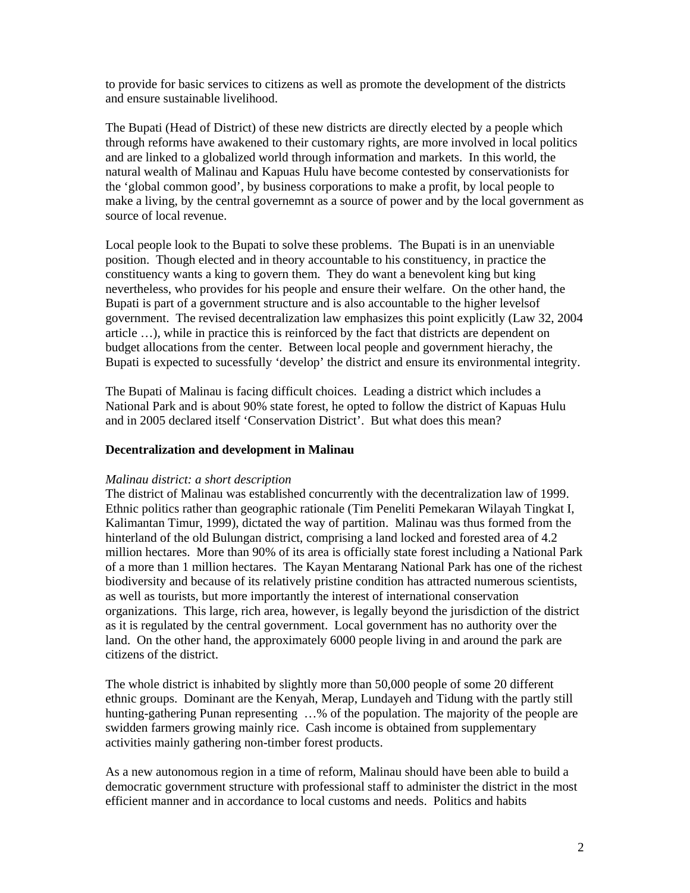to provide for basic services to citizens as well as promote the development of the districts and ensure sustainable livelihood.

The Bupati (Head of District) of these new districts are directly elected by a people which through reforms have awakened to their customary rights, are more involved in local politics and are linked to a globalized world through information and markets. In this world, the natural wealth of Malinau and Kapuas Hulu have become contested by conservationists for the 'global common good', by business corporations to make a profit, by local people to make a living, by the central governemnt as a source of power and by the local government as source of local revenue.

Local people look to the Bupati to solve these problems. The Bupati is in an unenviable position. Though elected and in theory accountable to his constituency, in practice the constituency wants a king to govern them. They do want a benevolent king but king nevertheless, who provides for his people and ensure their welfare. On the other hand, the Bupati is part of a government structure and is also accountable to the higher levelsof government. The revised decentralization law emphasizes this point explicitly (Law 32, 2004 article …), while in practice this is reinforced by the fact that districts are dependent on budget allocations from the center. Between local people and government hierachy, the Bupati is expected to sucessfully 'develop' the district and ensure its environmental integrity.

The Bupati of Malinau is facing difficult choices. Leading a district which includes a National Park and is about 90% state forest, he opted to follow the district of Kapuas Hulu and in 2005 declared itself 'Conservation District'. But what does this mean?

## Decentralization and development in Malinau

*Malinau district: a short description*

The district of Malinau was established concurrently with the decentralization law of 1999. Ethnic politics rather than geographic rationale (Tim Peneliti Pemekaran Wilayah Tingkat I, Kalimantan Timur, 1999), dictated the way of partition. Malinau was thus formed from the hinterland of the old Bulungan district, comprising a land locked and forested area of 4.2 million hectares. More than 90% of its area is officially state forest including a National Park of a more than 1 million hectares. The Kayan Mentarang National Park has one of the richest biodiversity and because of its relatively pristine condition has attracted numerous scientists, as well as tourists, but more importantly the interest of international conservation organizations. This large, rich area, however, is legally beyond the jurisdiction of the district as it is regulated by the central government. Local government has no authority over the land. On the other hand, the approximately 6000 people living in and around the park are citizens of the district.

The whole district is inhabited by slightly more than 50,000 people of some 20 different ethnic groups. Dominant are the Kenyah, Merap, Lundayeh and Tidung with the partly still hunting-gathering Punan representing …% of the population. The majority of the people are swidden farmers growing mainly rice. Cash income is obtained from supplementary activities mainly gathering non-timber forest products.

As a new autonomous region in a time of reform, Malinau should have been able to build a democratic government structure with professional staff to administer the district in the most efficient manner and in accordance to local customs and needs. Politics and habits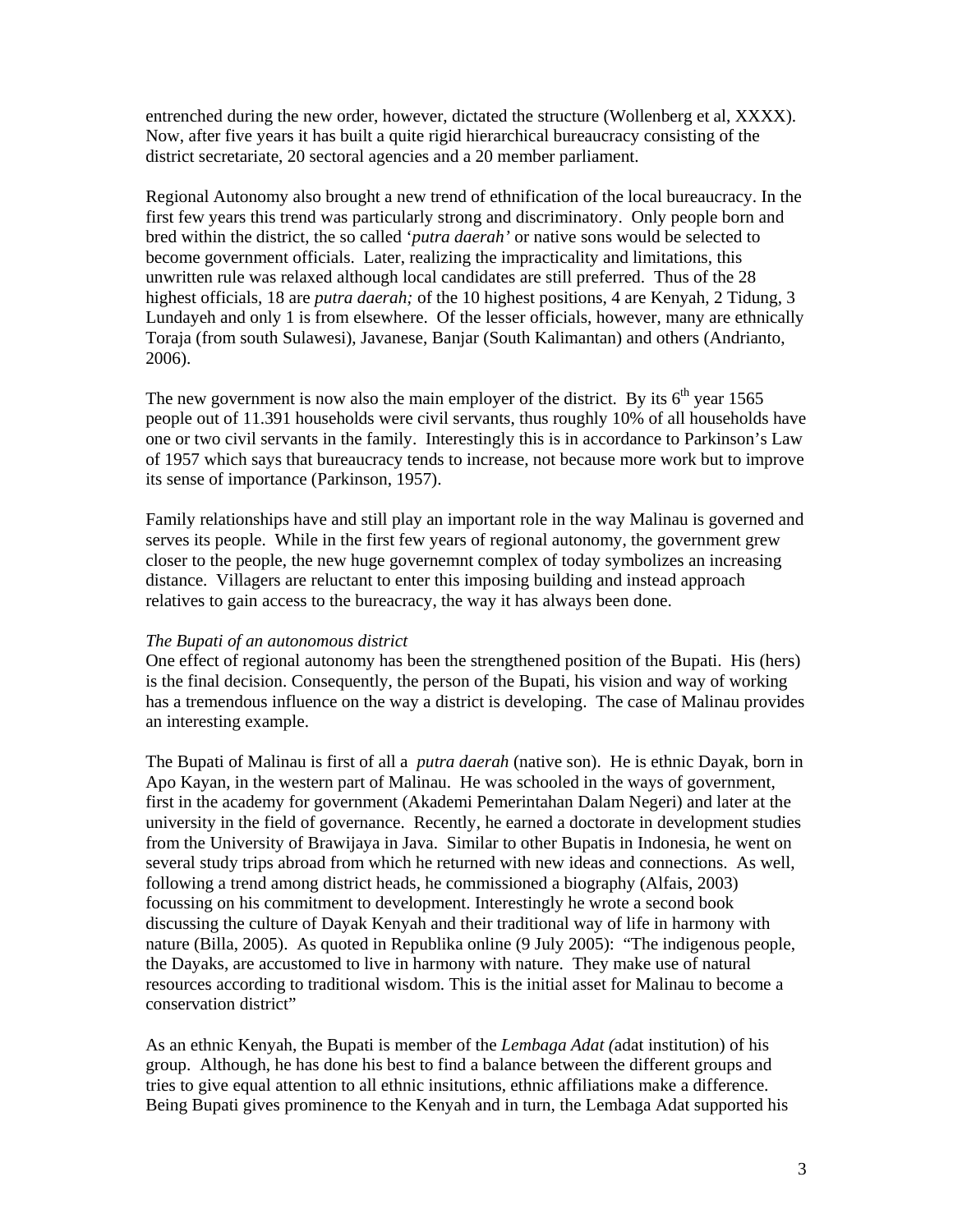entrenched during the new order, however, dictated the structure (Wollenberg et al, XXXX). Now, after five years it has built a quite rigid hierarchical bureaucracy consisting of the district secretariate, 20 sectoral agencies and a 20 member parliament.

Regional Autonomy also brought a new trend of ethnification of the local bureaucracy. In the first few years this trend was particularly strong and discriminatory. Only people born and bred within the district, the so called '*putra daerah'* or native sons would be selected to become government officials. Later, realizing the impracticality and limitations, this unwritten rule was relaxed although local candidates are still preferred. Thus of the 28 highest officials, 18 are *putra daerah;* of the 10 highest positions, 4 are Kenyah, 2 Tidung, 3 Lundayeh and only 1 is from elsewhere. Of the lesser officials, however, many are ethnically Toraja (from south Sulawesi), Javanese, Banjar (South Kalimantan) and others (Andrianto, 2006).

The new government is now also the main employer of the district. By its 6th year 1565 people out of 11.391 households were civil servants, thus roughly 10% of all households have one or two civil servants in the family. Interestingly this is in accordance to Parkinson's Law of 1957 which says that bureaucracy tends to increase, not because more work but to improve its sense of importance (Parkinson, 1957).

Family relationships have and still play an important role in the way Malinau is governed and serves its people. While in the first few years of regional autonomy, the government grew closer to the people, the new huge governemnt complex of today symbolizes an increasing distance. Villagers are reluctant to enter this imposing building and instead approach relatives to gain access to the bureacracy, the way it has always been done.

*The Bupati of an autonomous district*

One effect of regional autonomy has been the strengthened position of the Bupati. His (hers) is the final decision. Consequently, the person of the Bupati, his vision and way of working has a tremendous influence on the way a district is developing. The case of Malinau provides an interesting example.

The Bupati of Malinau is first of all a *putra daerah* (native son). He is ethnic Dayak, born in Apo Kayan, in the western part of Malinau. He was schooled in the ways of government, first in the academy for government (Akademi Pemerintahan Dalam Negeri) and later at the university in the field of governance. Recently, he earned a doctorate in development studies from the University of Brawijaya in Java. Similar to other Bupatis in Indonesia, he went on several study trips abroad from which he returned with new ideas and connections. As well, following a trend among district heads, he commissioned a biography (Alfais, 2003) focussing on his commitment to development. Interestingly he wrote a second book discussing the culture of Dayak Kenyah and their traditional way of life in harmony with nature (Billa, 2005). As quoted in Republika online (9 July 2005): "The indigenous people, the Dayaks, are accustomed to live in harmony with nature. They make use of natural resources according to traditional wisdom. This is the initial asset for Malinau to become a conservation district"

As an ethnic Kenyah, the Bupati is member of the *Lembaga Adat (*adat institution) of his group. Although, he has done his best to find a balance between the different groups and tries to give equal attention to all ethnic insitutions, ethnic affiliations make a difference. Being Bupati gives prominence to the Kenyah and in turn, the Lembaga Adat supported his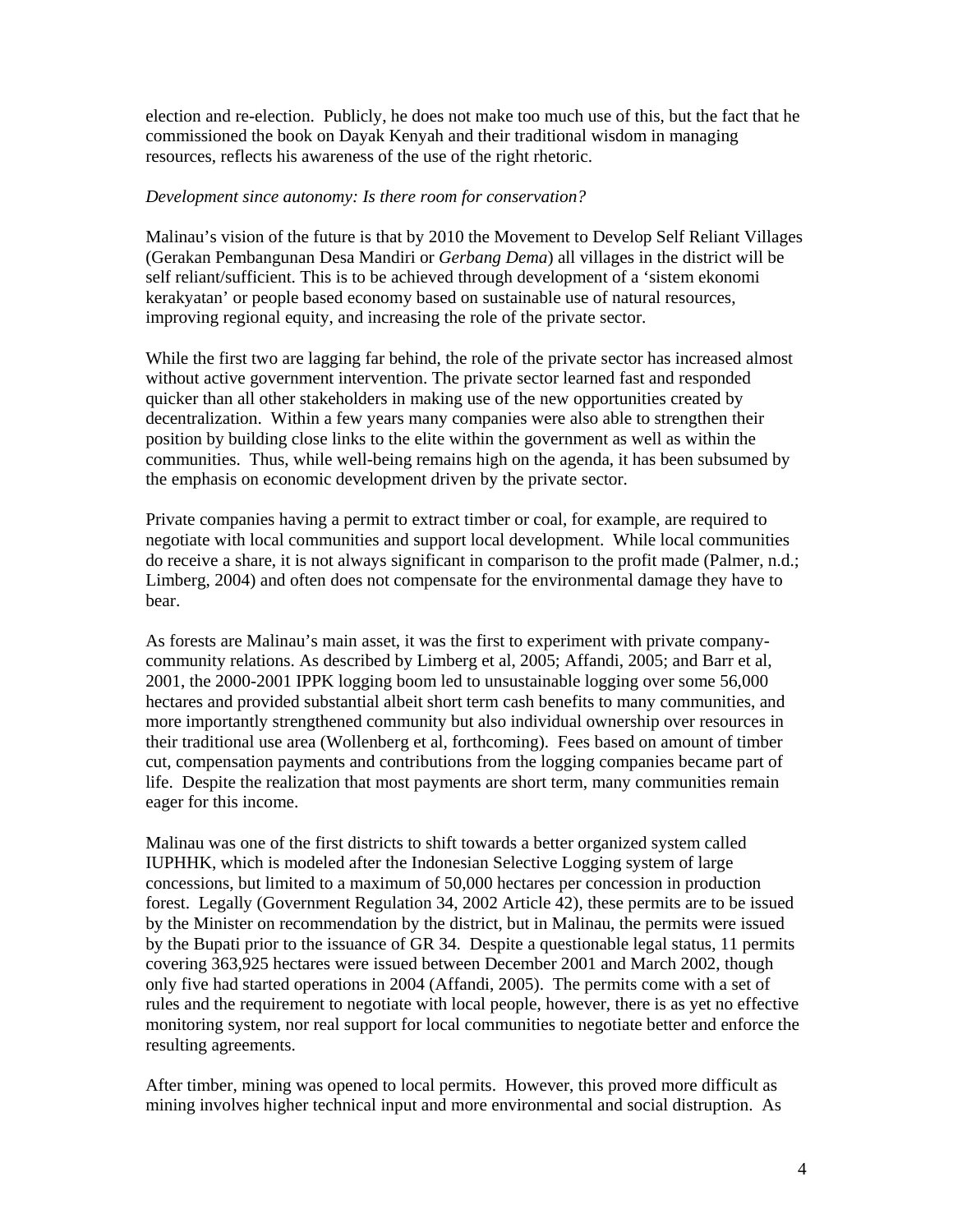election and re-election. Publicly, he does not make too much use of this, but the fact that he commissioned the book on Dayak Kenyah and their traditional wisdom in managing resources, reflects his awareness of the use of the right rhetoric.

*Development since autonomy: Is there room for conservation?*

Malinau's vision of the future is that by 2010 the Movement to Develop Self Reliant Villages (Gerakan Pembangunan Desa Mandiri or *Gerbang Dema*) all villages in the district will be self reliant/sufficient. This is to be achieved through development of a 'sistem ekonomi kerakyatan' or people based economy based on sustainable use of natural resources, improving regional equity, and increasing the role of the private sector.

While the first two are lagging far behind, the role of the private sector has increased almost without active government intervention. The private sector learned fast and responded quicker than all other stakeholders in making use of the new opportunities created by decentralization. Within a few years many companies were also able to strengthen their position by building close links to the elite within the government as well as within the communities. Thus, while well-being remains high on the agenda, it has been subsumed by the emphasis on economic development driven by the private sector.

Private companies having a permit to extract timber or coal, for example, are required to negotiate with local communities and support local development. While local communities do receive a share, it is not always significant in comparison to the profit made (Palmer, n.d.; Limberg, 2004) and often does not compensate for the environmental damage they have to bear.

As forests are Malinau's main asset, it was the first to experiment with private company-community relations. As described by Limberg et al, 2005; Affandi, 2005; and Barr et al, 2001, the 2000-2001 IPPK logging boom led to unsustainable logging over some 56,000 hectares and provided substantial albeit short term cash benefits to many communities, and more importantly strengthened community but also individual ownership over resources in their traditional use area (Wollenberg et al, forthcoming). Fees based on amount of timber cut, compensation payments and contributions from the logging companies became part of life. Despite the realization that most payments are short term, many communities remain eager for this income.

Malinau was one of the first districts to shift towards a better organized system called IUPHHK, which is modeled after the Indonesian Selective Logging system of large concessions, but limited to a maximum of 50,000 hectares per concession in production forest. Legally (Government Regulation 34, 2002 Article 42), these permits are to be issued by the Minister on recommendation by the district, but in Malinau, the permits were issued by the Bupati prior to the issuance of GR 34. Despite a questionable legal status, 11 permits covering 363,925 hectares were issued between December 2001 and March 2002, though only five had started operations in 2004 (Affandi, 2005). The permits come with a set of rules and the requirement to negotiate with local people, however, there is as yet no effective monitoring system, nor real support for local communities to negotiate better and enforce the resulting agreements.

After timber, mining was opened to local permits. However, this proved more difficult as mining involves higher technical input and more environmental and social distruption. As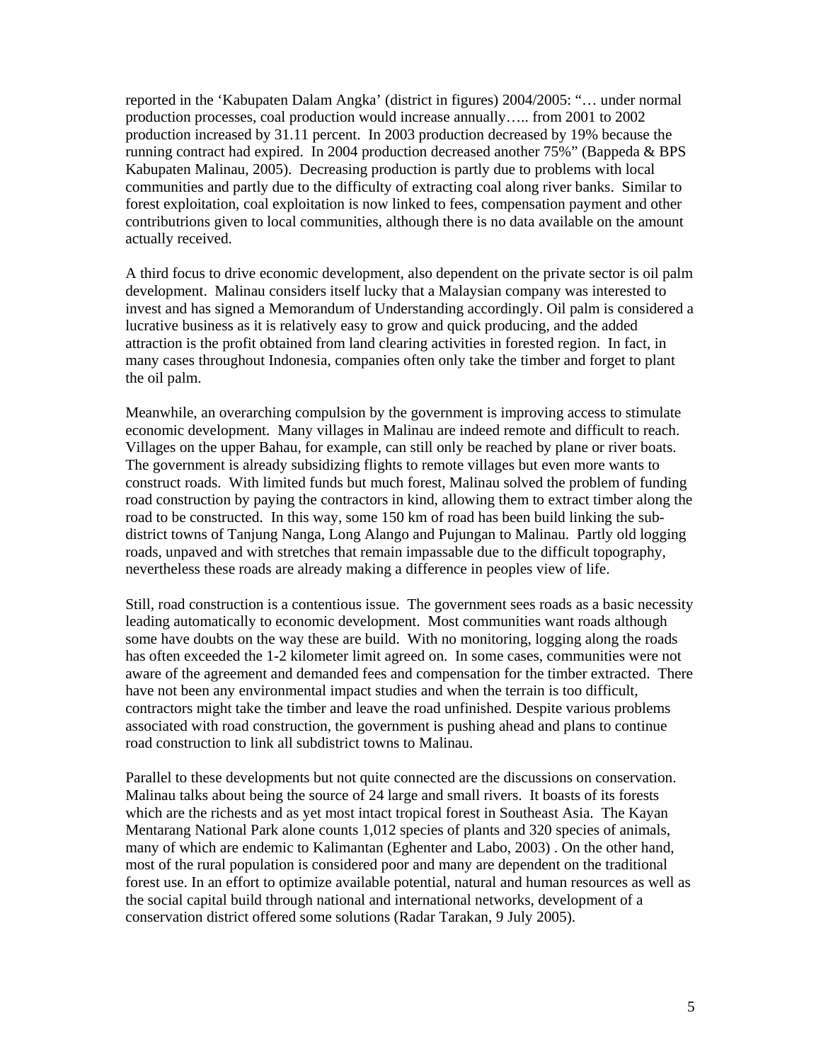reported in the 'Kabupaten Dalam Angka' (district in figures) 2004/2005: "… under normal production processes, coal production would increase annually….. from 2001 to 2002 production increased by 31.11 percent. In 2003 production decreased by 19% because the running contract had expired. In 2004 production decreased another 75%" (Bappeda & BPS Kabupaten Malinau, 2005). Decreasing production is partly due to problems with local communities and partly due to the difficulty of extracting coal along river banks. Similar to forest exploitation, coal exploitation is now linked to fees, compensation payment and other contributrions given to local communities, although there is no data available on the amount actually received.

A third focus to drive economic development, also dependent on the private sector is oil palm development. Malinau considers itself lucky that a Malaysian company was interested to invest and has signed a Memorandum of Understanding accordingly. Oil palm is considered a lucrative business as it is relatively easy to grow and quick producing, and the added attraction is the profit obtained from land clearing activities in forested region. In fact, in many cases throughout Indonesia, companies often only take the timber and forget to plant the oil palm.

Meanwhile, an overarching compulsion by the government is improving access to stimulate economic development. Many villages in Malinau are indeed remote and difficult to reach. Villages on the upper Bahau, for example, can still only be reached by plane or river boats. The government is already subsidizing flights to remote villages but even more wants to construct roads. With limited funds but much forest, Malinau solved the problem of funding road construction by paying the contractors in kind, allowing them to extract timber along the road to be constructed. In this way, some 150 km of road has been build linking the sub-district towns of Tanjung Nanga, Long Alango and Pujungan to Malinau. Partly old logging roads, unpaved and with stretches that remain impassable due to the difficult topography, nevertheless these roads are already making a difference in peoples view of life.

Still, road construction is a contentious issue. The government sees roads as a basic necessity leading automatically to economic development. Most communities want roads although some have doubts on the way these are build. With no monitoring, logging along the roads has often exceeded the 1-2 kilometer limit agreed on. In some cases, communities were not aware of the agreement and demanded fees and compensation for the timber extracted. There have not been any environmental impact studies and when the terrain is too difficult, contractors might take the timber and leave the road unfinished. Despite various problems associated with road construction, the government is pushing ahead and plans to continue road construction to link all subdistrict towns to Malinau.

Parallel to these developments but not quite connected are the discussions on conservation. Malinau talks about being the source of 24 large and small rivers. It boasts of its forests which are the richests and as yet most intact tropical forest in Southeast Asia. The Kayan Mentarang National Park alone counts 1,012 species of plants and 320 species of animals, many of which are endemic to Kalimantan (Eghenter and Labo, 2003) . On the other hand, most of the rural population is considered poor and many are dependent on the traditional forest use. In an effort to optimize available potential, natural and human resources as well as the social capital build through national and international networks, development of a conservation district offered some solutions (Radar Tarakan, 9 July 2005).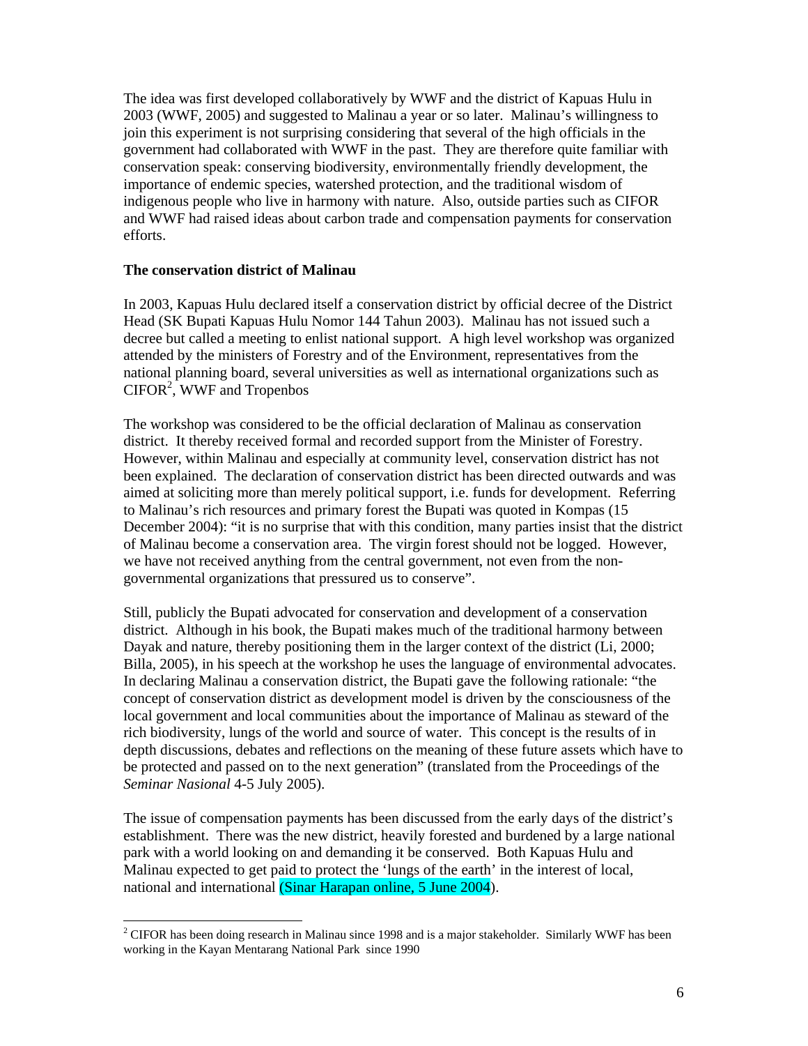The idea was first developed collaboratively by WWF and the district of Kapuas Hulu in 2003 (WWF, 2005) and suggested to Malinau a year or so later. Malinau's willingness to join this experiment is not surprising considering that several of the high officials in the government had collaborated with WWF in the past. They are therefore quite familiar with conservation speak: conserving biodiversity, environmentally friendly development, the importance of endemic species, watershed protection, and the traditional wisdom of indigenous people who live in harmony with nature. Also, outside parties such as CIFOR and WWF had raised ideas about carbon trade and compensation payments for conservation efforts.

**The conservation district of Malinau**

In 2003, Kapuas Hulu declared itself a conservation district by official decree of the District Head (SK Bupati Kapuas Hulu Nomor 144 Tahun 2003). Malinau has not issued such a decree but called a meeting to enlist national support. A high level workshop was organized attended by the ministers of Forestry and of the Environment, representatives from the national planning board, several universities as well as international organizations such as CIFOR[2], WWF and Tropenbos

The workshop was considered to be the official declaration of Malinau as conservation district. It thereby received formal and recorded support from the Minister of Forestry. However, within Malinau and especially at community level, conservation district has not been explained. The declaration of conservation district has been directed outwards and was aimed at soliciting more than merely political support, i.e. funds for development. Referring to Malinau's rich resources and primary forest the Bupati was quoted in Kompas (15 December 2004): "it is no surprise that with this condition, many parties insist that the district of Malinau become a conservation area. The virgin forest should not be logged. However, we have not received anything from the central government, not even from the non-governmental organizations that pressured us to conserve".

Still, publicly the Bupati advocated for conservation and development of a conservation district. Although in his book, the Bupati makes much of the traditional harmony between Dayak and nature, thereby positioning them in the larger context of the district (Li, 2000; Billa, 2005), in his speech at the workshop he uses the language of environmental advocates. In declaring Malinau a conservation district, the Bupati gave the following rationale: "the concept of conservation district as development model is driven by the consciousness of the local government and local communities about the importance of Malinau as steward of the rich biodiversity, lungs of the world and source of water. This concept is the results of in depth discussions, debates and reflections on the meaning of these future assets which have to be protected and passed on to the next generation" (translated from the Proceedings of the *Seminar Nasional* 4-5 July 2005).

The issue of compensation payments has been discussed from the early days of the district's establishment. There was the new district, heavily forested and burdened by a large national park with a world looking on and demanding it be conserved. Both Kapuas Hulu and Malinau expected to get paid to protect the 'lungs of the earth' in the interest of local, national and international (Sinar Harapan online, 5 June 2004).

[2] CIFOR has been doing research in Malinau since 1998 and is a major stakeholder. Similarly WWF has been working in the Kayan Mentarang National Park since 1990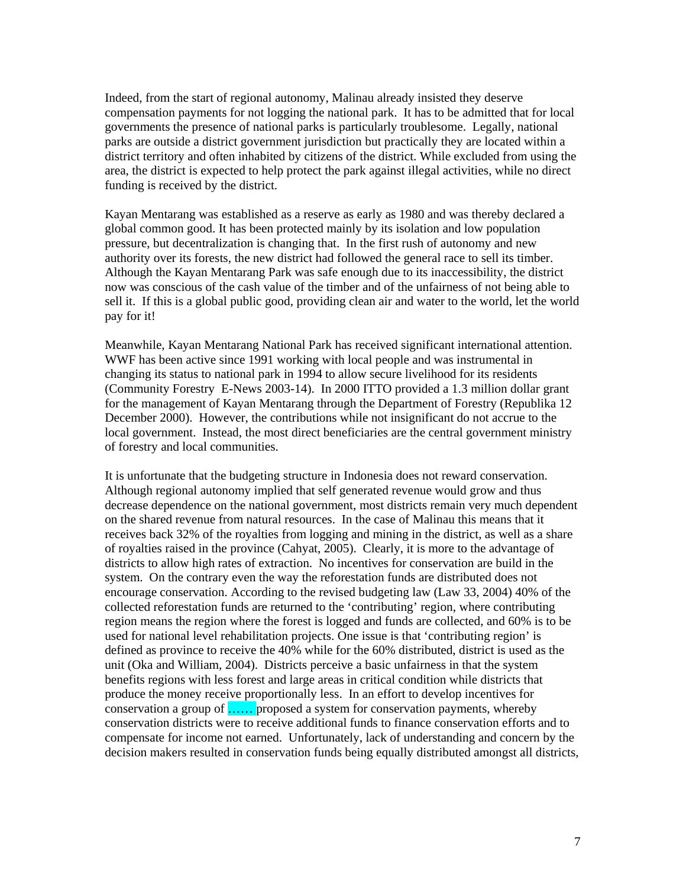Indeed, from the start of regional autonomy, Malinau already insisted they deserve compensation payments for not logging the national park. It has to be admitted that for local governments the presence of national parks is particularly troublesome. Legally, national parks are outside a district government jurisdiction but practically they are located within a district territory and often inhabited by citizens of the district. While excluded from using the area, the district is expected to help protect the park against illegal activities, while no direct funding is received by the district.

Kayan Mentarang was established as a reserve as early as 1980 and was thereby declared a global common good. It has been protected mainly by its isolation and low population pressure, but decentralization is changing that. In the first rush of autonomy and new authority over its forests, the new district had followed the general race to sell its timber. Although the Kayan Mentarang Park was safe enough due to its inaccessibility, the district now was conscious of the cash value of the timber and of the unfairness of not being able to sell it. If this is a global public good, providing clean air and water to the world, let the world pay for it!

Meanwhile, Kayan Mentarang National Park has received significant international attention. WWF has been active since 1991 working with local people and was instrumental in changing its status to national park in 1994 to allow secure livelihood for its residents (Community Forestry E-News 2003-14). In 2000 ITTO provided a 1.3 million dollar grant for the management of Kayan Mentarang through the Department of Forestry (Republika 12 December 2000). However, the contributions while not insignificant do not accrue to the local government. Instead, the most direct beneficiaries are the central government ministry of forestry and local communities.

It is unfortunate that the budgeting structure in Indonesia does not reward conservation. Although regional autonomy implied that self generated revenue would grow and thus decrease dependence on the national government, most districts remain very much dependent on the shared revenue from natural resources. In the case of Malinau this means that it receives back 32% of the royalties from logging and mining in the district, as well as a share of royalties raised in the province (Cahyat, 2005). Clearly, it is more to the advantage of districts to allow high rates of extraction. No incentives for conservation are build in the system. On the contrary even the way the reforestation funds are distributed does not encourage conservation. According to the revised budgeting law (Law 33, 2004) 40% of the collected reforestation funds are returned to the 'contributing' region, where contributing region means the region where the forest is logged and funds are collected, and 60% is to be used for national level rehabilitation projects. One issue is that 'contributing region' is defined as province to receive the 40% while for the 60% distributed, district is used as the unit (Oka and William, 2004). Districts perceive a basic unfairness in that the system benefits regions with less forest and large areas in critical condition while districts that produce the money receive proportionally less. In an effort to develop incentives for conservation a group of …… proposed a system for conservation payments, whereby conservation districts were to receive additional funds to finance conservation efforts and to compensate for income not earned. Unfortunately, lack of understanding and concern by the decision makers resulted in conservation funds being equally distributed amongst all districts,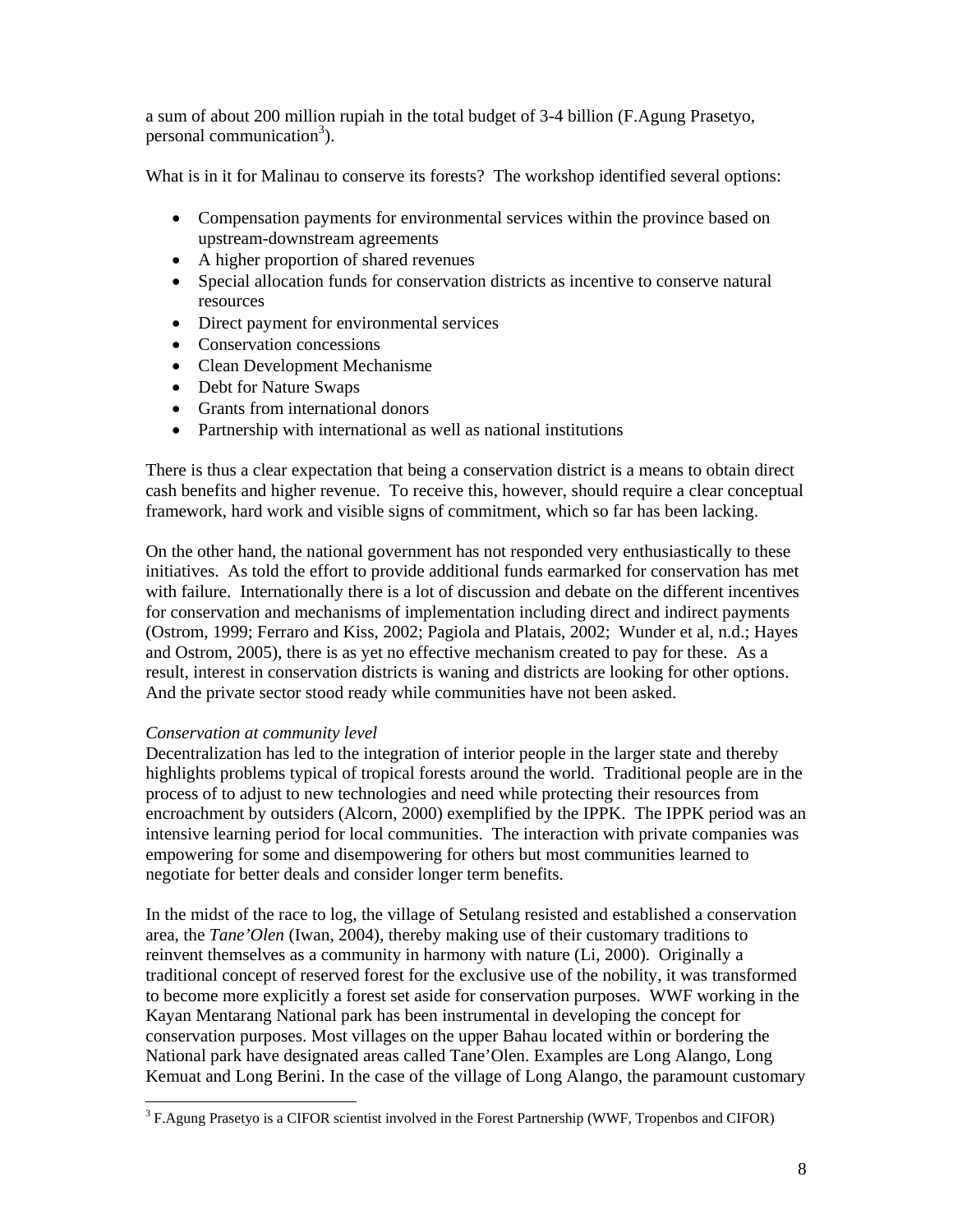a sum of about 200 million rupiah in the total budget of 3-4 billion (F.Agung Prasetyo, personal communication[3]).

What is in it for Malinau to conserve its forests? The workshop identified several options:

- Compensation payments for environmental services within the province based on upstream-downstream agreements
- A higher proportion of shared revenues
- Special allocation funds for conservation districts as incentive to conserve natural resources
- Direct payment for environmental services
- Conservation concessions
- Clean Development Mechanisme
- Debt for Nature Swaps
- Grants from international donors
- Partnership with international as well as national institutions

There is thus a clear expectation that being a conservation district is a means to obtain direct cash benefits and higher revenue. To receive this, however, should require a clear conceptual framework, hard work and visible signs of commitment, which so far has been lacking.

On the other hand, the national government has not responded very enthusiastically to these initiatives. As told the effort to provide additional funds earmarked for conservation has met with failure. Internationally there is a lot of discussion and debate on the different incentives for conservation and mechanisms of implementation including direct and indirect payments (Ostrom, 1999; Ferraro and Kiss, 2002; Pagiola and Platais, 2002; Wunder et al, n.d.; Hayes and Ostrom, 2005), there is as yet no effective mechanism created to pay for these. As a result, interest in conservation districts is waning and districts are looking for other options. And the private sector stood ready while communities have not been asked.

*Conservation at community level*

Decentralization has led to the integration of interior people in the larger state and thereby highlights problems typical of tropical forests around the world. Traditional people are in the process of to adjust to new technologies and need while protecting their resources from encroachment by outsiders (Alcorn, 2000) exemplified by the IPPK. The IPPK period was an intensive learning period for local communities. The interaction with private companies was empowering for some and disempowering for others but most communities learned to negotiate for better deals and consider longer term benefits.

In the midst of the race to log, the village of Setulang resisted and established a conservation area, the *Tane'Olen* (Iwan, 2004), thereby making use of their customary traditions to reinvent themselves as a community in harmony with nature (Li, 2000). Originally a traditional concept of reserved forest for the exclusive use of the nobility, it was transformed to become more explicitly a forest set aside for conservation purposes. WWF working in the Kayan Mentarang National park has been instrumental in developing the concept for conservation purposes. Most villages on the upper Bahau located within or bordering the National park have designated areas called Tane'Olen. Examples are Long Alango, Long Kemuat and Long Berini. In the case of the village of Long Alango, the paramount customary

[3] F.Agung Prasetyo is a CIFOR scientist involved in the Forest Partnership (WWF, Tropenbos and CIFOR)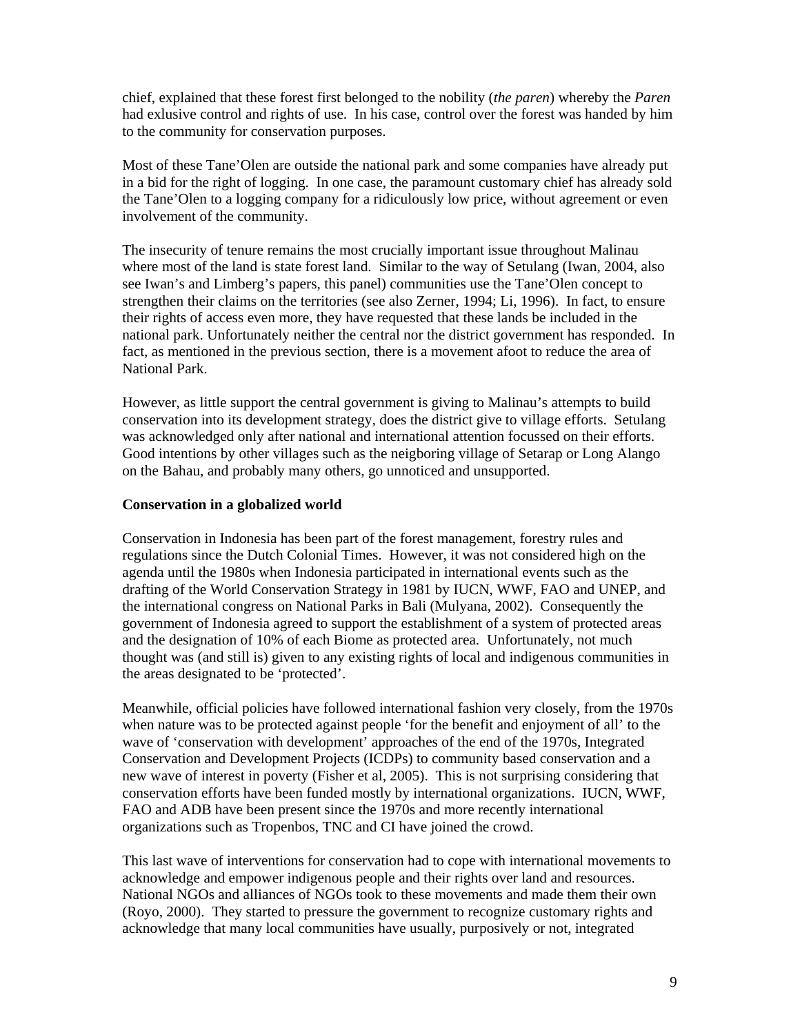chief, explained that these forest first belonged to the nobility (*the paren*) whereby the *Paren* had exlusive control and rights of use. In his case, control over the forest was handed by him to the community for conservation purposes.

Most of these Tane'Olen are outside the national park and some companies have already put in a bid for the right of logging. In one case, the paramount customary chief has already sold the Tane'Olen to a logging company for a ridiculously low price, without agreement or even involvement of the community.

The insecurity of tenure remains the most crucially important issue throughout Malinau where most of the land is state forest land. Similar to the way of Setulang (Iwan, 2004, also see Iwan's and Limberg's papers, this panel) communities use the Tane'Olen concept to strengthen their claims on the territories (see also Zerner, 1994; Li, 1996). In fact, to ensure their rights of access even more, they have requested that these lands be included in the national park. Unfortunately neither the central nor the district government has responded. In fact, as mentioned in the previous section, there is a movement afoot to reduce the area of National Park.

However, as little support the central government is giving to Malinau's attempts to build conservation into its development strategy, does the district give to village efforts. Setulang was acknowledged only after national and international attention focussed on their efforts. Good intentions by other villages such as the neigboring village of Setarap or Long Alango on the Bahau, and probably many others, go unnoticed and unsupported.

**Conservation in a globalized world**

Conservation in Indonesia has been part of the forest management, forestry rules and regulations since the Dutch Colonial Times. However, it was not considered high on the agenda until the 1980s when Indonesia participated in international events such as the drafting of the World Conservation Strategy in 1981 by IUCN, WWF, FAO and UNEP, and the international congress on National Parks in Bali (Mulyana, 2002). Consequently the government of Indonesia agreed to support the establishment of a system of protected areas and the designation of 10% of each Biome as protected area. Unfortunately, not much thought was (and still is) given to any existing rights of local and indigenous communities in the areas designated to be 'protected'.

Meanwhile, official policies have followed international fashion very closely, from the 1970s when nature was to be protected against people 'for the benefit and enjoyment of all' to the wave of 'conservation with development' approaches of the end of the 1970s, Integrated Conservation and Development Projects (ICDPs) to community based conservation and a new wave of interest in poverty (Fisher et al, 2005). This is not surprising considering that conservation efforts have been funded mostly by international organizations. IUCN, WWF, FAO and ADB have been present since the 1970s and more recently international organizations such as Tropenbos, TNC and CI have joined the crowd.

This last wave of interventions for conservation had to cope with international movements to acknowledge and empower indigenous people and their rights over land and resources. National NGOs and alliances of NGOs took to these movements and made them their own (Royo, 2000). They started to pressure the government to recognize customary rights and acknowledge that many local communities have usually, purposively or not, integrated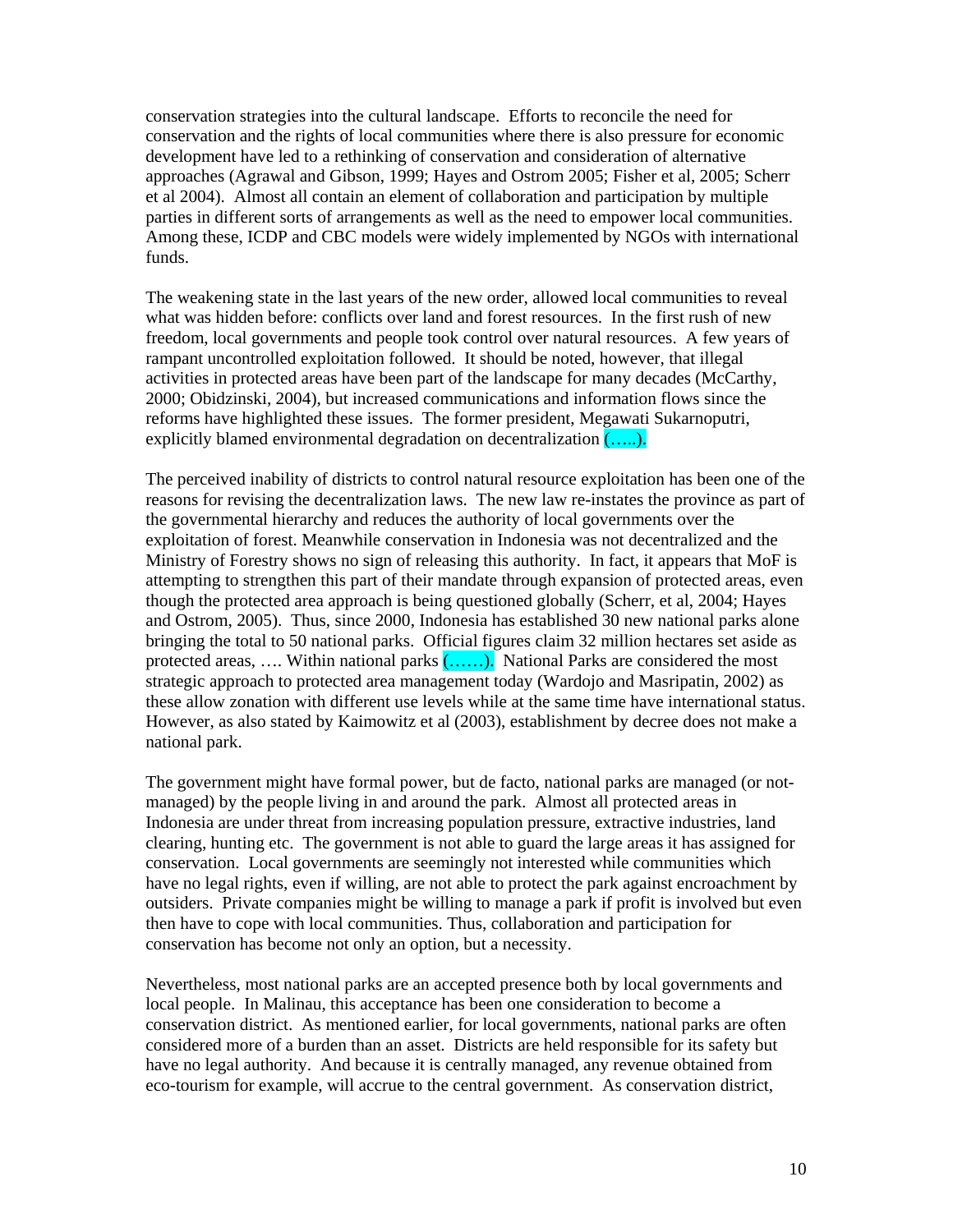conservation strategies into the cultural landscape. Efforts to reconcile the need for conservation and the rights of local communities where there is also pressure for economic development have led to a rethinking of conservation and consideration of alternative approaches (Agrawal and Gibson, 1999; Hayes and Ostrom 2005; Fisher et al, 2005; Scherr et al 2004). Almost all contain an element of collaboration and participation by multiple parties in different sorts of arrangements as well as the need to empower local communities. Among these, ICDP and CBC models were widely implemented by NGOs with international funds.

The weakening state in the last years of the new order, allowed local communities to reveal what was hidden before: conflicts over land and forest resources. In the first rush of new freedom, local governments and people took control over natural resources. A few years of rampant uncontrolled exploitation followed. It should be noted, however, that illegal activities in protected areas have been part of the landscape for many decades (McCarthy, 2000; Obidzinski, 2004), but increased communications and information flows since the reforms have highlighted these issues. The former president, Megawati Sukarnoputri, explicitly blamed environmental degradation on decentralization (…..).

The perceived inability of districts to control natural resource exploitation has been one of the reasons for revising the decentralization laws. The new law re-instates the province as part of the governmental hierarchy and reduces the authority of local governments over the exploitation of forest. Meanwhile conservation in Indonesia was not decentralized and the Ministry of Forestry shows no sign of releasing this authority. In fact, it appears that MoF is attempting to strengthen this part of their mandate through expansion of protected areas, even though the protected area approach is being questioned globally (Scherr, et al, 2004; Hayes and Ostrom, 2005). Thus, since 2000, Indonesia has established 30 new national parks alone bringing the total to 50 national parks. Official figures claim 32 million hectares set aside as protected areas, …. Within national parks (……). National Parks are considered the most strategic approach to protected area management today (Wardojo and Masripatin, 2002) as these allow zonation with different use levels while at the same time have international status. However, as also stated by Kaimowitz et al (2003), establishment by decree does not make a national park.

The government might have formal power, but de facto, national parks are managed (or not-managed) by the people living in and around the park. Almost all protected areas in Indonesia are under threat from increasing population pressure, extractive industries, land clearing, hunting etc. The government is not able to guard the large areas it has assigned for conservation. Local governments are seemingly not interested while communities which have no legal rights, even if willing, are not able to protect the park against encroachment by outsiders. Private companies might be willing to manage a park if profit is involved but even then have to cope with local communities. Thus, collaboration and participation for conservation has become not only an option, but a necessity.

Nevertheless, most national parks are an accepted presence both by local governments and local people. In Malinau, this acceptance has been one consideration to become a conservation district. As mentioned earlier, for local governments, national parks are often considered more of a burden than an asset. Districts are held responsible for its safety but have no legal authority. And because it is centrally managed, any revenue obtained from eco-tourism for example, will accrue to the central government. As conservation district,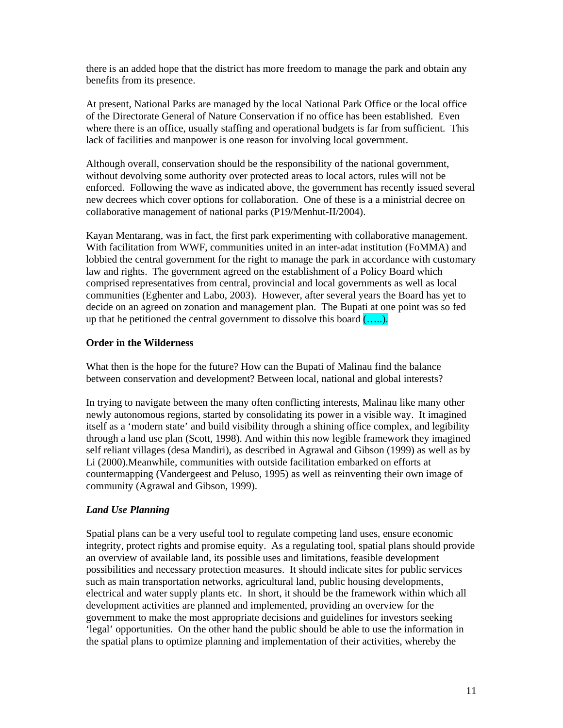there is an added hope that the district has more freedom to manage the park and obtain any benefits from its presence.

At present, National Parks are managed by the local National Park Office or the local office of the Directorate General of Nature Conservation if no office has been established. Even where there is an office, usually staffing and operational budgets is far from sufficient. This lack of facilities and manpower is one reason for involving local government.

Although overall, conservation should be the responsibility of the national government, without devolving some authority over protected areas to local actors, rules will not be enforced. Following the wave as indicated above, the government has recently issued several new decrees which cover options for collaboration. One of these is a a ministrial decree on collaborative management of national parks (P19/Menhut-II/2004).

Kayan Mentarang, was in fact, the first park experimenting with collaborative management. With facilitation from WWF, communities united in an inter-adat institution (FoMMA) and lobbied the central government for the right to manage the park in accordance with customary law and rights. The government agreed on the establishment of a Policy Board which comprised representatives from central, provincial and local governments as well as local communities (Eghenter and Labo, 2003). However, after several years the Board has yet to decide on an agreed on zonation and management plan. The Bupati at one point was so fed up that he petitioned the central government to dissolve this board (…..).

**Order in the Wilderness**

What then is the hope for the future? How can the Bupati of Malinau find the balance between conservation and development? Between local, national and global interests?

In trying to navigate between the many often conflicting interests, Malinau like many other newly autonomous regions, started by consolidating its power in a visible way. It imagined itself as a 'modern state' and build visibility through a shining office complex, and legibility through a land use plan (Scott, 1998). And within this now legible framework they imagined self reliant villages (desa Mandiri), as described in Agrawal and Gibson (1999) as well as by Li (2000).Meanwhile, communities with outside facilitation embarked on efforts at countermapping (Vandergeest and Peluso, 1995) as well as reinventing their own image of community (Agrawal and Gibson, 1999).

***Land Use Planning***

Spatial plans can be a very useful tool to regulate competing land uses, ensure economic integrity, protect rights and promise equity. As a regulating tool, spatial plans should provide an overview of available land, its possible uses and limitations, feasible development possibilities and necessary protection measures. It should indicate sites for public services such as main transportation networks, agricultural land, public housing developments, electrical and water supply plants etc. In short, it should be the framework within which all development activities are planned and implemented, providing an overview for the government to make the most appropriate decisions and guidelines for investors seeking 'legal' opportunities. On the other hand the public should be able to use the information in the spatial plans to optimize planning and implementation of their activities, whereby the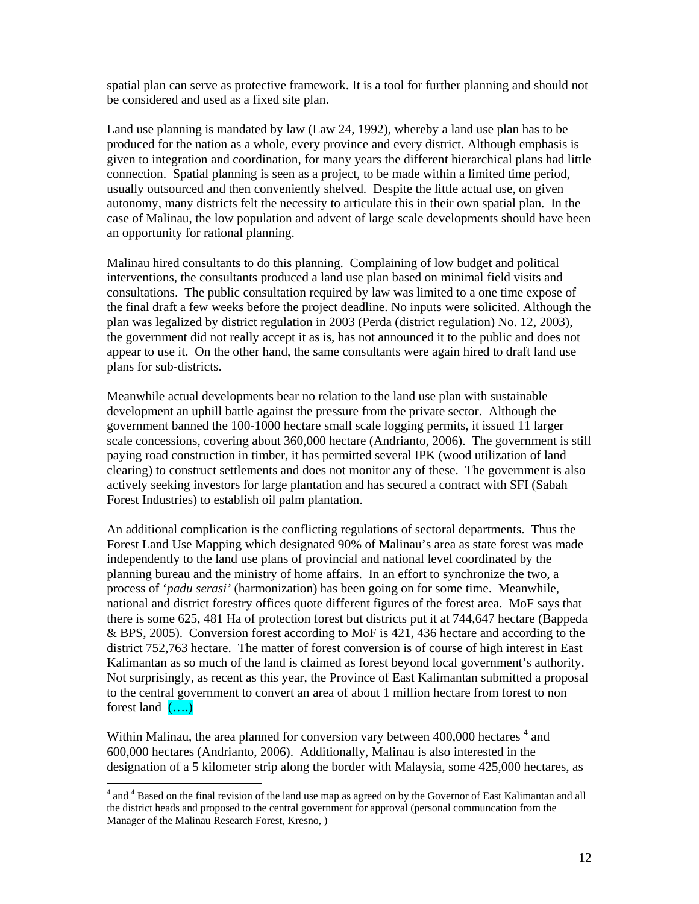spatial plan can serve as protective framework. It is a tool for further planning and should not be considered and used as a fixed site plan.

Land use planning is mandated by law (Law 24, 1992), whereby a land use plan has to be produced for the nation as a whole, every province and every district. Although emphasis is given to integration and coordination, for many years the different hierarchical plans had little connection. Spatial planning is seen as a project, to be made within a limited time period, usually outsourced and then conveniently shelved. Despite the little actual use, on given autonomy, many districts felt the necessity to articulate this in their own spatial plan. In the case of Malinau, the low population and advent of large scale developments should have been an opportunity for rational planning.

Malinau hired consultants to do this planning. Complaining of low budget and political interventions, the consultants produced a land use plan based on minimal field visits and consultations. The public consultation required by law was limited to a one time expose of the final draft a few weeks before the project deadline. No inputs were solicited. Although the plan was legalized by district regulation in 2003 (Perda (district regulation) No. 12, 2003), the government did not really accept it as is, has not announced it to the public and does not appear to use it. On the other hand, the same consultants were again hired to draft land use plans for sub-districts.

Meanwhile actual developments bear no relation to the land use plan with sustainable development an uphill battle against the pressure from the private sector. Although the government banned the 100-1000 hectare small scale logging permits, it issued 11 larger scale concessions, covering about 360,000 hectare (Andrianto, 2006). The government is still paying road construction in timber, it has permitted several IPK (wood utilization of land clearing) to construct settlements and does not monitor any of these. The government is also actively seeking investors for large plantation and has secured a contract with SFI (Sabah Forest Industries) to establish oil palm plantation.

An additional complication is the conflicting regulations of sectoral departments. Thus the Forest Land Use Mapping which designated 90% of Malinau's area as state forest was made independently to the land use plans of provincial and national level coordinated by the planning bureau and the ministry of home affairs. In an effort to synchronize the two, a process of '*padu serasi'* (harmonization) has been going on for some time. Meanwhile, national and district forestry offices quote different figures of the forest area. MoF says that there is some 625, 481 Ha of protection forest but districts put it at 744,647 hectare (Bappeda & BPS, 2005). Conversion forest according to MoF is 421, 436 hectare and according to the district 752,763 hectare. The matter of forest conversion is of course of high interest in East Kalimantan as so much of the land is claimed as forest beyond local government's authority. Not surprisingly, as recent as this year, the Province of East Kalimantan submitted a proposal to the central government to convert an area of about 1 million hectare from forest to non forest land (….)

Within Malinau, the area planned for conversion vary between 400,000 hectares [4] and 600,000 hectares (Andrianto, 2006). Additionally, Malinau is also interested in the designation of a 5 kilometer strip along the border with Malaysia, some 425,000 hectares, as

---

[4] and [4] Based on the final revision of the land use map as agreed on by the Governor of East Kalimantan and all the district heads and proposed to the central government for approval (personal communcation from the Manager of the Malinau Research Forest, Kresno, )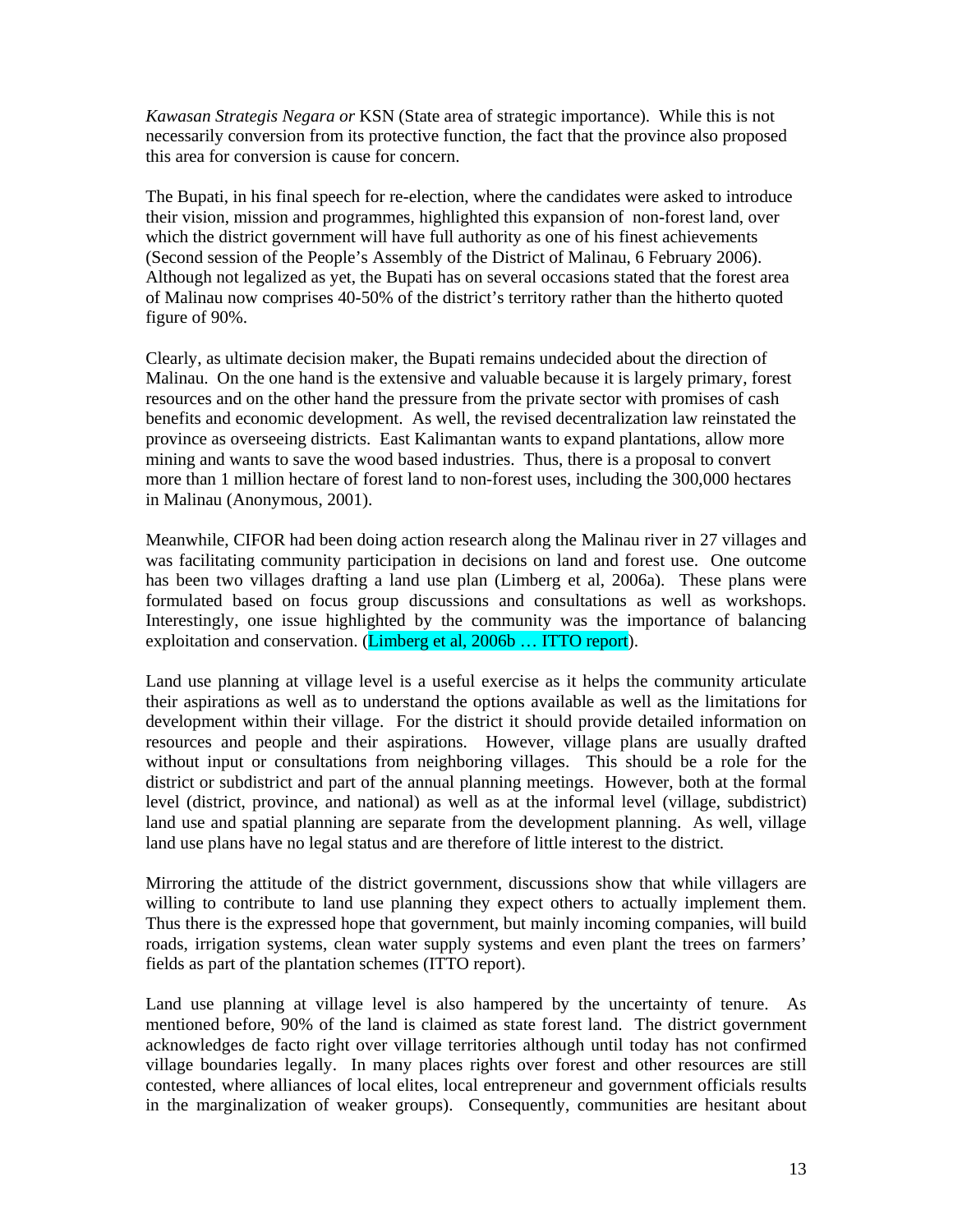*Kawasan Strategis Negara or* KSN (State area of strategic importance). While this is not necessarily conversion from its protective function, the fact that the province also proposed this area for conversion is cause for concern.

The Bupati, in his final speech for re-election, where the candidates were asked to introduce their vision, mission and programmes, highlighted this expansion of non-forest land, over which the district government will have full authority as one of his finest achievements (Second session of the People's Assembly of the District of Malinau, 6 February 2006). Although not legalized as yet, the Bupati has on several occasions stated that the forest area of Malinau now comprises 40-50% of the district's territory rather than the hitherto quoted figure of 90%.

Clearly, as ultimate decision maker, the Bupati remains undecided about the direction of Malinau. On the one hand is the extensive and valuable because it is largely primary, forest resources and on the other hand the pressure from the private sector with promises of cash benefits and economic development. As well, the revised decentralization law reinstated the province as overseeing districts. East Kalimantan wants to expand plantations, allow more mining and wants to save the wood based industries. Thus, there is a proposal to convert more than 1 million hectare of forest land to non-forest uses, including the 300,000 hectares in Malinau (Anonymous, 2001).

Meanwhile, CIFOR had been doing action research along the Malinau river in 27 villages and was facilitating community participation in decisions on land and forest use. One outcome has been two villages drafting a land use plan (Limberg et al, 2006a). These plans were formulated based on focus group discussions and consultations as well as workshops. Interestingly, one issue highlighted by the community was the importance of balancing exploitation and conservation. (Limberg et al, 2006b … ITTO report).

Land use planning at village level is a useful exercise as it helps the community articulate their aspirations as well as to understand the options available as well as the limitations for development within their village. For the district it should provide detailed information on resources and people and their aspirations. However, village plans are usually drafted without input or consultations from neighboring villages. This should be a role for the district or subdistrict and part of the annual planning meetings. However, both at the formal level (district, province, and national) as well as at the informal level (village, subdistrict) land use and spatial planning are separate from the development planning. As well, village land use plans have no legal status and are therefore of little interest to the district.

Mirroring the attitude of the district government, discussions show that while villagers are willing to contribute to land use planning they expect others to actually implement them. Thus there is the expressed hope that government, but mainly incoming companies, will build roads, irrigation systems, clean water supply systems and even plant the trees on farmers' fields as part of the plantation schemes (ITTO report).

Land use planning at village level is also hampered by the uncertainty of tenure. As mentioned before, 90% of the land is claimed as state forest land. The district government acknowledges de facto right over village territories although until today has not confirmed village boundaries legally. In many places rights over forest and other resources are still contested, where alliances of local elites, local entrepreneur and government officials results in the marginalization of weaker groups). Consequently, communities are hesitant about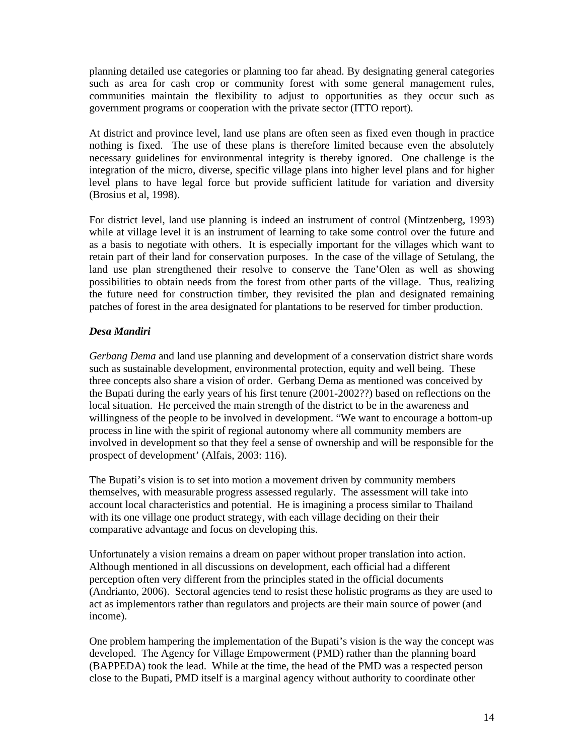planning detailed use categories or planning too far ahead. By designating general categories such as area for cash crop or community forest with some general management rules, communities maintain the flexibility to adjust to opportunities as they occur such as government programs or cooperation with the private sector (ITTO report).

At district and province level, land use plans are often seen as fixed even though in practice nothing is fixed. The use of these plans is therefore limited because even the absolutely necessary guidelines for environmental integrity is thereby ignored. One challenge is the integration of the micro, diverse, specific village plans into higher level plans and for higher level plans to have legal force but provide sufficient latitude for variation and diversity (Brosius et al, 1998).

For district level, land use planning is indeed an instrument of control (Mintzenberg, 1993) while at village level it is an instrument of learning to take some control over the future and as a basis to negotiate with others. It is especially important for the villages which want to retain part of their land for conservation purposes. In the case of the village of Setulang, the land use plan strengthened their resolve to conserve the Tane'Olen as well as showing possibilities to obtain needs from the forest from other parts of the village. Thus, realizing the future need for construction timber, they revisited the plan and designated remaining patches of forest in the area designated for plantations to be reserved for timber production.

### *Desa Mandiri*

*Gerbang Dema* and land use planning and development of a conservation district share words such as sustainable development, environmental protection, equity and well being. These three concepts also share a vision of order. Gerbang Dema as mentioned was conceived by the Bupati during the early years of his first tenure (2001-2002??) based on reflections on the local situation. He perceived the main strength of the district to be in the awareness and willingness of the people to be involved in development. "We want to encourage a bottom-up process in line with the spirit of regional autonomy where all community members are involved in development so that they feel a sense of ownership and will be responsible for the prospect of development' (Alfais, 2003: 116).

The Bupati's vision is to set into motion a movement driven by community members themselves, with measurable progress assessed regularly. The assessment will take into account local characteristics and potential. He is imagining a process similar to Thailand with its one village one product strategy, with each village deciding on their their comparative advantage and focus on developing this.

Unfortunately a vision remains a dream on paper without proper translation into action. Although mentioned in all discussions on development, each official had a different perception often very different from the principles stated in the official documents (Andrianto, 2006). Sectoral agencies tend to resist these holistic programs as they are used to act as implementors rather than regulators and projects are their main source of power (and income).

One problem hampering the implementation of the Bupati's vision is the way the concept was developed. The Agency for Village Empowerment (PMD) rather than the planning board (BAPPEDA) took the lead. While at the time, the head of the PMD was a respected person close to the Bupati, PMD itself is a marginal agency without authority to coordinate other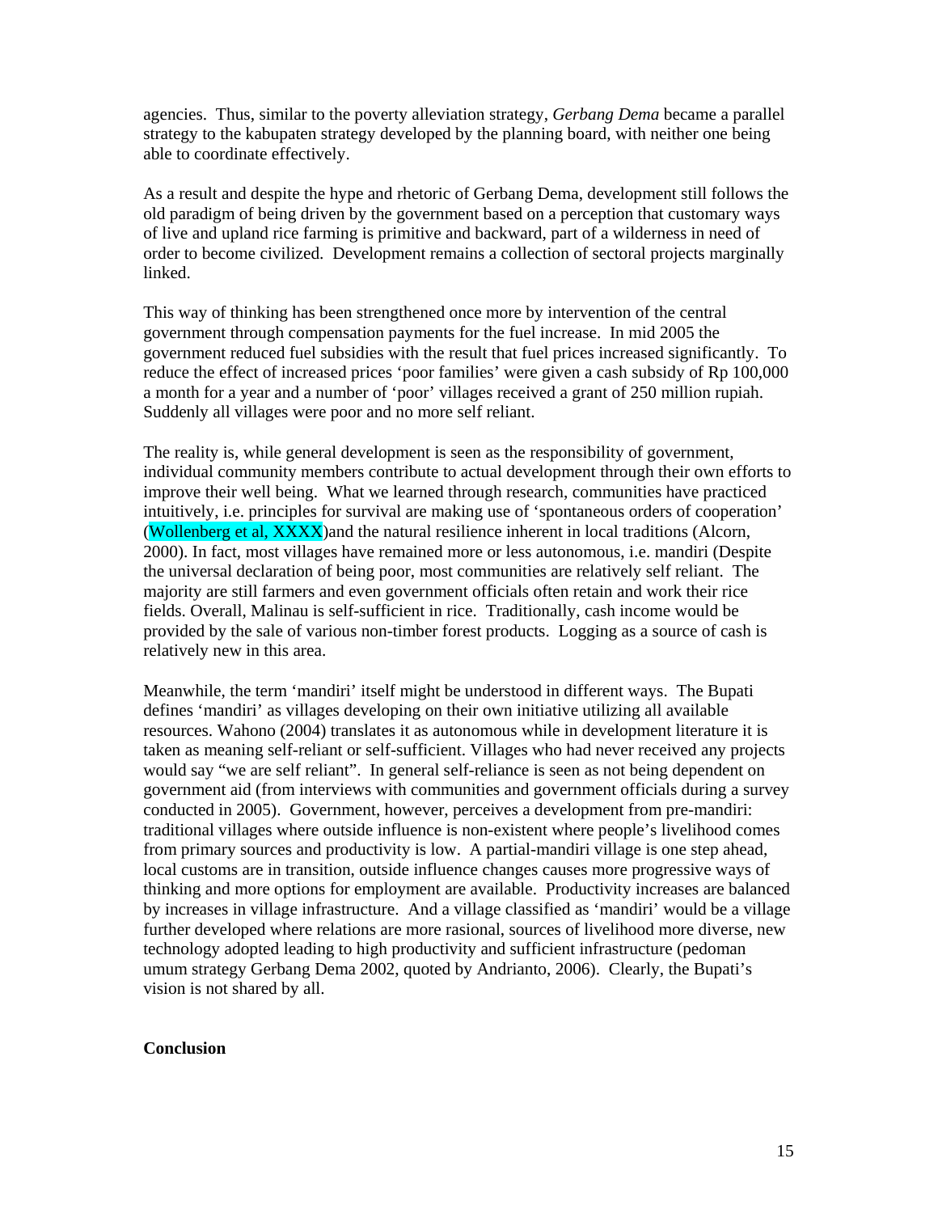agencies. Thus, similar to the poverty alleviation strategy, *Gerbang Dema* became a parallel strategy to the kabupaten strategy developed by the planning board, with neither one being able to coordinate effectively.

As a result and despite the hype and rhetoric of Gerbang Dema, development still follows the old paradigm of being driven by the government based on a perception that customary ways of live and upland rice farming is primitive and backward, part of a wilderness in need of order to become civilized. Development remains a collection of sectoral projects marginally linked.

This way of thinking has been strengthened once more by intervention of the central government through compensation payments for the fuel increase. In mid 2005 the government reduced fuel subsidies with the result that fuel prices increased significantly. To reduce the effect of increased prices 'poor families' were given a cash subsidy of Rp 100,000 a month for a year and a number of 'poor' villages received a grant of 250 million rupiah. Suddenly all villages were poor and no more self reliant.

The reality is, while general development is seen as the responsibility of government, individual community members contribute to actual development through their own efforts to improve their well being. What we learned through research, communities have practiced intuitively, i.e. principles for survival are making use of 'spontaneous orders of cooperation' (Wollenberg et al, XXXX)and the natural resilience inherent in local traditions (Alcorn, 2000). In fact, most villages have remained more or less autonomous, i.e. mandiri (Despite the universal declaration of being poor, most communities are relatively self reliant. The majority are still farmers and even government officials often retain and work their rice fields. Overall, Malinau is self-sufficient in rice. Traditionally, cash income would be provided by the sale of various non-timber forest products. Logging as a source of cash is relatively new in this area.

Meanwhile, the term 'mandiri' itself might be understood in different ways. The Bupati defines 'mandiri' as villages developing on their own initiative utilizing all available resources. Wahono (2004) translates it as autonomous while in development literature it is taken as meaning self-reliant or self-sufficient. Villages who had never received any projects would say "we are self reliant". In general self-reliance is seen as not being dependent on government aid (from interviews with communities and government officials during a survey conducted in 2005). Government, however, perceives a development from pre-mandiri: traditional villages where outside influence is non-existent where people's livelihood comes from primary sources and productivity is low. A partial-mandiri village is one step ahead, local customs are in transition, outside influence changes causes more progressive ways of thinking and more options for employment are available. Productivity increases are balanced by increases in village infrastructure. And a village classified as 'mandiri' would be a village further developed where relations are more rasional, sources of livelihood more diverse, new technology adopted leading to high productivity and sufficient infrastructure (pedoman umum strategy Gerbang Dema 2002, quoted by Andrianto, 2006). Clearly, the Bupati's vision is not shared by all.

**Conclusion**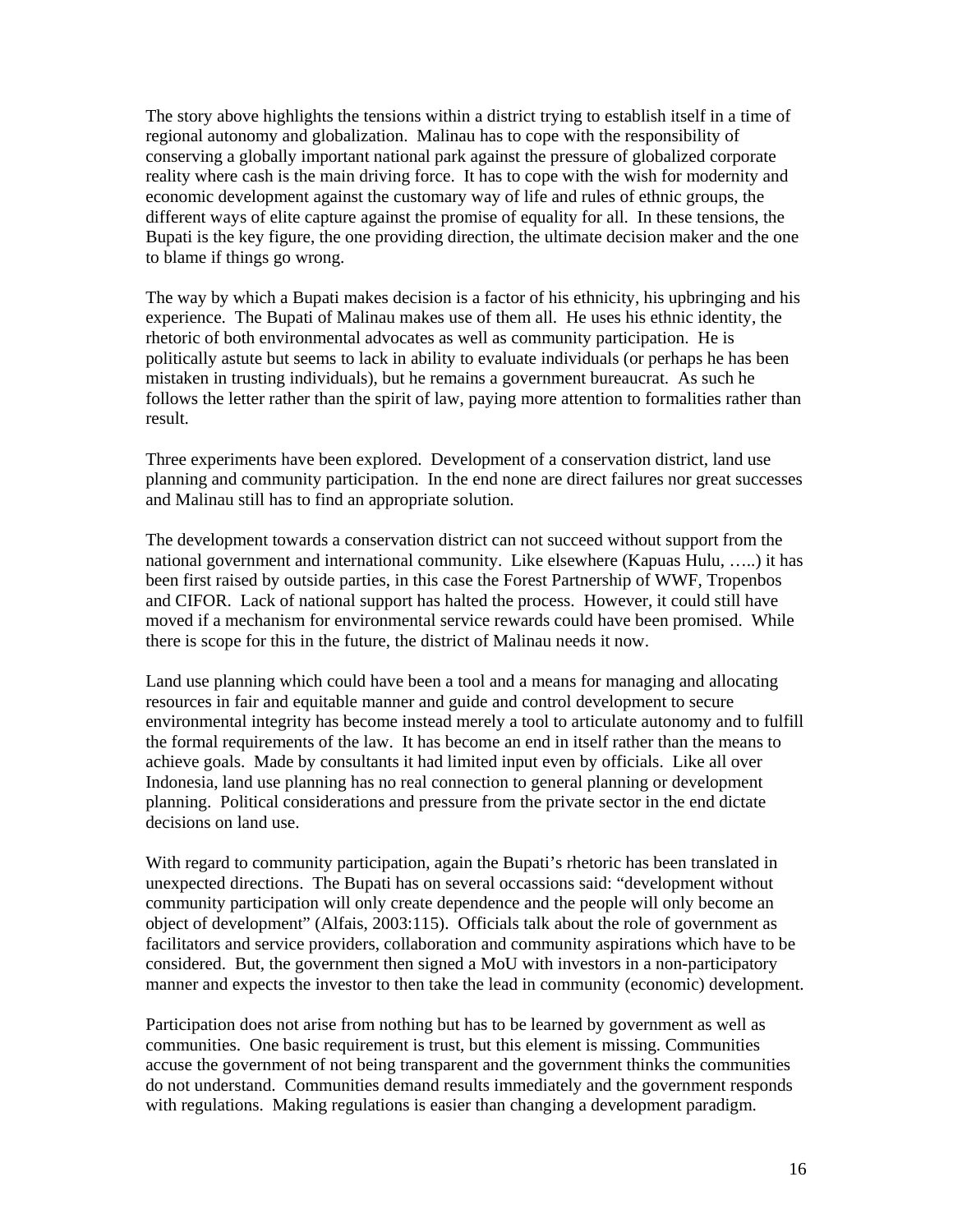The story above highlights the tensions within a district trying to establish itself in a time of regional autonomy and globalization. Malinau has to cope with the responsibility of conserving a globally important national park against the pressure of globalized corporate reality where cash is the main driving force. It has to cope with the wish for modernity and economic development against the customary way of life and rules of ethnic groups, the different ways of elite capture against the promise of equality for all. In these tensions, the Bupati is the key figure, the one providing direction, the ultimate decision maker and the one to blame if things go wrong.

The way by which a Bupati makes decision is a factor of his ethnicity, his upbringing and his experience. The Bupati of Malinau makes use of them all. He uses his ethnic identity, the rhetoric of both environmental advocates as well as community participation. He is politically astute but seems to lack in ability to evaluate individuals (or perhaps he has been mistaken in trusting individuals), but he remains a government bureaucrat. As such he follows the letter rather than the spirit of law, paying more attention to formalities rather than result.

Three experiments have been explored. Development of a conservation district, land use planning and community participation. In the end none are direct failures nor great successes and Malinau still has to find an appropriate solution.

The development towards a conservation district can not succeed without support from the national government and international community. Like elsewhere (Kapuas Hulu, …..) it has been first raised by outside parties, in this case the Forest Partnership of WWF, Tropenbos and CIFOR. Lack of national support has halted the process. However, it could still have moved if a mechanism for environmental service rewards could have been promised. While there is scope for this in the future, the district of Malinau needs it now.

Land use planning which could have been a tool and a means for managing and allocating resources in fair and equitable manner and guide and control development to secure environmental integrity has become instead merely a tool to articulate autonomy and to fulfill the formal requirements of the law. It has become an end in itself rather than the means to achieve goals. Made by consultants it had limited input even by officials. Like all over Indonesia, land use planning has no real connection to general planning or development planning. Political considerations and pressure from the private sector in the end dictate decisions on land use.

With regard to community participation, again the Bupati's rhetoric has been translated in unexpected directions. The Bupati has on several occassions said: "development without community participation will only create dependence and the people will only become an object of development" (Alfais, 2003:115). Officials talk about the role of government as facilitators and service providers, collaboration and community aspirations which have to be considered. But, the government then signed a MoU with investors in a non-participatory manner and expects the investor to then take the lead in community (economic) development.

Participation does not arise from nothing but has to be learned by government as well as communities. One basic requirement is trust, but this element is missing. Communities accuse the government of not being transparent and the government thinks the communities do not understand. Communities demand results immediately and the government responds with regulations. Making regulations is easier than changing a development paradigm.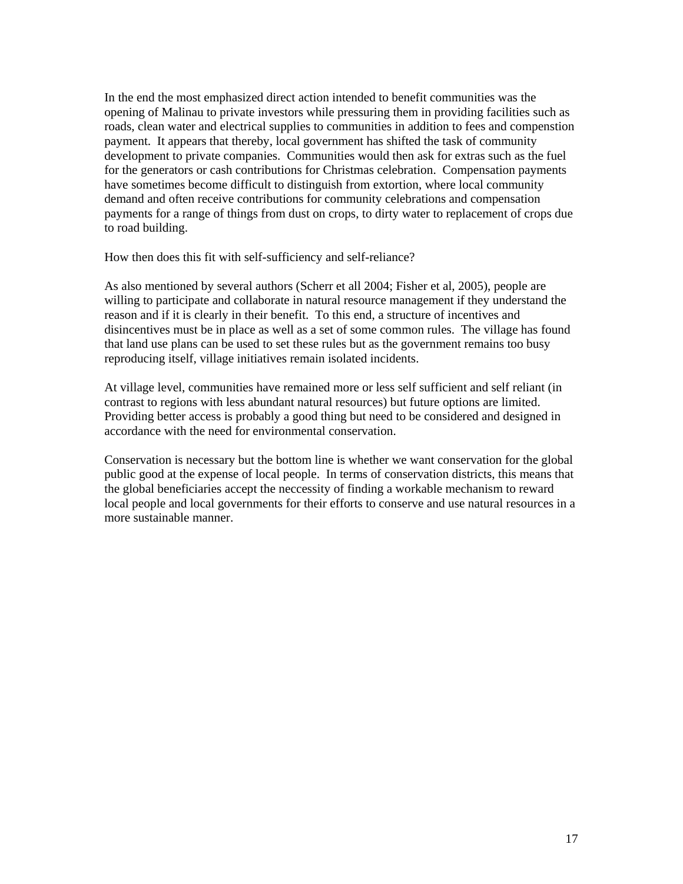In the end the most emphasized direct action intended to benefit communities was the opening of Malinau to private investors while pressuring them in providing facilities such as roads, clean water and electrical supplies to communities in addition to fees and compenstion payment. It appears that thereby, local government has shifted the task of community development to private companies. Communities would then ask for extras such as the fuel for the generators or cash contributions for Christmas celebration. Compensation payments have sometimes become difficult to distinguish from extortion, where local community demand and often receive contributions for community celebrations and compensation payments for a range of things from dust on crops, to dirty water to replacement of crops due to road building.

How then does this fit with self-sufficiency and self-reliance?

As also mentioned by several authors (Scherr et all 2004; Fisher et al, 2005), people are willing to participate and collaborate in natural resource management if they understand the reason and if it is clearly in their benefit. To this end, a structure of incentives and disincentives must be in place as well as a set of some common rules. The village has found that land use plans can be used to set these rules but as the government remains too busy reproducing itself, village initiatives remain isolated incidents.

At village level, communities have remained more or less self sufficient and self reliant (in contrast to regions with less abundant natural resources) but future options are limited. Providing better access is probably a good thing but need to be considered and designed in accordance with the need for environmental conservation.

Conservation is necessary but the bottom line is whether we want conservation for the global public good at the expense of local people. In terms of conservation districts, this means that the global beneficiaries accept the neccessity of finding a workable mechanism to reward local people and local governments for their efforts to conserve and use natural resources in a more sustainable manner.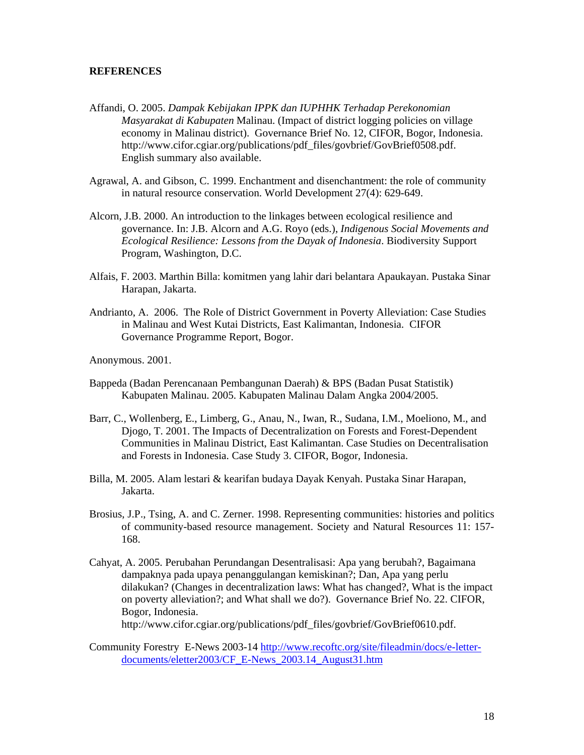**REFERENCES**

Affandi, O. 2005. *Dampak Kebijakan IPPK dan IUPHHK Terhadap Perekonomian Masyarakat di Kabupaten* Malinau. (Impact of district logging policies on village economy in Malinau district). Governance Brief No. 12, CIFOR, Bogor, Indonesia. http://www.cifor.cgiar.org/publications/pdf_files/govbrief/GovBrief0508.pdf. English summary also available.

Agrawal, A. and Gibson, C. 1999. Enchantment and disenchantment: the role of community in natural resource conservation. World Development 27(4): 629-649.

Alcorn, J.B. 2000. An introduction to the linkages between ecological resilience and governance. In: J.B. Alcorn and A.G. Royo (eds.), *Indigenous Social Movements and Ecological Resilience: Lessons from the Dayak of Indonesia*. Biodiversity Support Program, Washington, D.C.

Alfais, F. 2003. Marthin Billa: komitmen yang lahir dari belantara Apaukayan. Pustaka Sinar Harapan, Jakarta.

Andrianto, A. 2006. The Role of District Government in Poverty Alleviation: Case Studies in Malinau and West Kutai Districts, East Kalimantan, Indonesia. CIFOR Governance Programme Report, Bogor.

Anonymous. 2001.

Bappeda (Badan Perencanaan Pembangunan Daerah) & BPS (Badan Pusat Statistik) Kabupaten Malinau. 2005. Kabupaten Malinau Dalam Angka 2004/2005.

Barr, C., Wollenberg, E., Limberg, G., Anau, N., Iwan, R., Sudana, I.M., Moeliono, M., and Djogo, T. 2001. The Impacts of Decentralization on Forests and Forest-Dependent Communities in Malinau District, East Kalimantan. Case Studies on Decentralisation and Forests in Indonesia. Case Study 3. CIFOR, Bogor, Indonesia.

Billa, M. 2005. Alam lestari & kearifan budaya Dayak Kenyah. Pustaka Sinar Harapan, Jakarta.

Brosius, J.P., Tsing, A. and C. Zerner. 1998. Representing communities: histories and politics of community-based resource management. Society and Natural Resources 11: 157-168.

Cahyat, A. 2005. Perubahan Perundangan Desentralisasi: Apa yang berubah?, Bagaimana dampaknya pada upaya penanggulangan kemiskinan?; Dan, Apa yang perlu dilakukan? (Changes in decentralization laws: What has changed?, What is the impact on poverty alleviation?; and What shall we do?). Governance Brief No. 22. CIFOR, Bogor, Indonesia. http://www.cifor.cgiar.org/publications/pdf_files/govbrief/GovBrief0610.pdf.

Community Forestry E-News 2003-14 http://www.recoftc.org/site/fileadmin/docs/e-letter-documents/eletter2003/CF_E-News_2003.14_August31.htm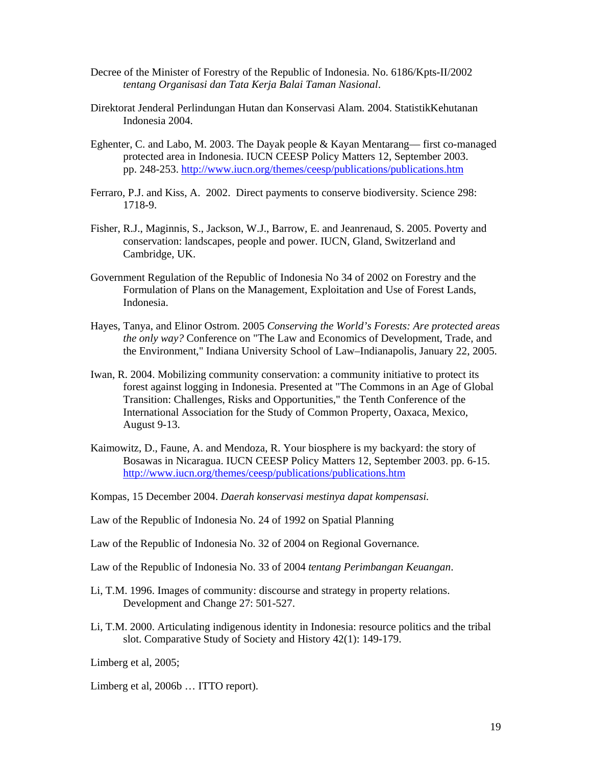Decree of the Minister of Forestry of the Republic of Indonesia. No. 6186/Kpts-II/2002 *tentang Organisasi dan Tata Kerja Balai Taman Nasional*.

Direktorat Jenderal Perlindungan Hutan dan Konservasi Alam. 2004. StatistikKehutanan Indonesia 2004.

Eghenter, C. and Labo, M. 2003. The Dayak people & Kayan Mentarang— first co-managed protected area in Indonesia. IUCN CEESP Policy Matters 12, September 2003. pp. 248-253. http://www.iucn.org/themes/ceesp/publications/publications.htm

Ferraro, P.J. and Kiss, A. 2002. Direct payments to conserve biodiversity. Science 298: 1718-9.

Fisher, R.J., Maginnis, S., Jackson, W.J., Barrow, E. and Jeanrenaud, S. 2005. Poverty and conservation: landscapes, people and power. IUCN, Gland, Switzerland and Cambridge, UK.

Government Regulation of the Republic of Indonesia No 34 of 2002 on Forestry and the Formulation of Plans on the Management, Exploitation and Use of Forest Lands, Indonesia.

Hayes, Tanya, and Elinor Ostrom. 2005 *Conserving the World's Forests: Are protected areas the only way?* Conference on "The Law and Economics of Development, Trade, and the Environment," Indiana University School of Law–Indianapolis, January 22, 2005.

Iwan, R. 2004. Mobilizing community conservation: a community initiative to protect its forest against logging in Indonesia. Presented at "The Commons in an Age of Global Transition: Challenges, Risks and Opportunities," the Tenth Conference of the International Association for the Study of Common Property, Oaxaca, Mexico, August 9-13.

Kaimowitz, D., Faune, A. and Mendoza, R. Your biosphere is my backyard: the story of Bosawas in Nicaragua. IUCN CEESP Policy Matters 12, September 2003. pp. 6-15. http://www.iucn.org/themes/ceesp/publications/publications.htm

Kompas, 15 December 2004. *Daerah konservasi mestinya dapat kompensasi.*

Law of the Republic of Indonesia No. 24 of 1992 on Spatial Planning

Law of the Republic of Indonesia No. 32 of 2004 on Regional Governance.

Law of the Republic of Indonesia No. 33 of 2004 *tentang Perimbangan Keuangan*.

Li, T.M. 1996. Images of community: discourse and strategy in property relations. Development and Change 27: 501-527.

Li, T.M. 2000. Articulating indigenous identity in Indonesia: resource politics and the tribal slot. Comparative Study of Society and History 42(1): 149-179.

Limberg et al, 2005;

Limberg et al, 2006b … ITTO report).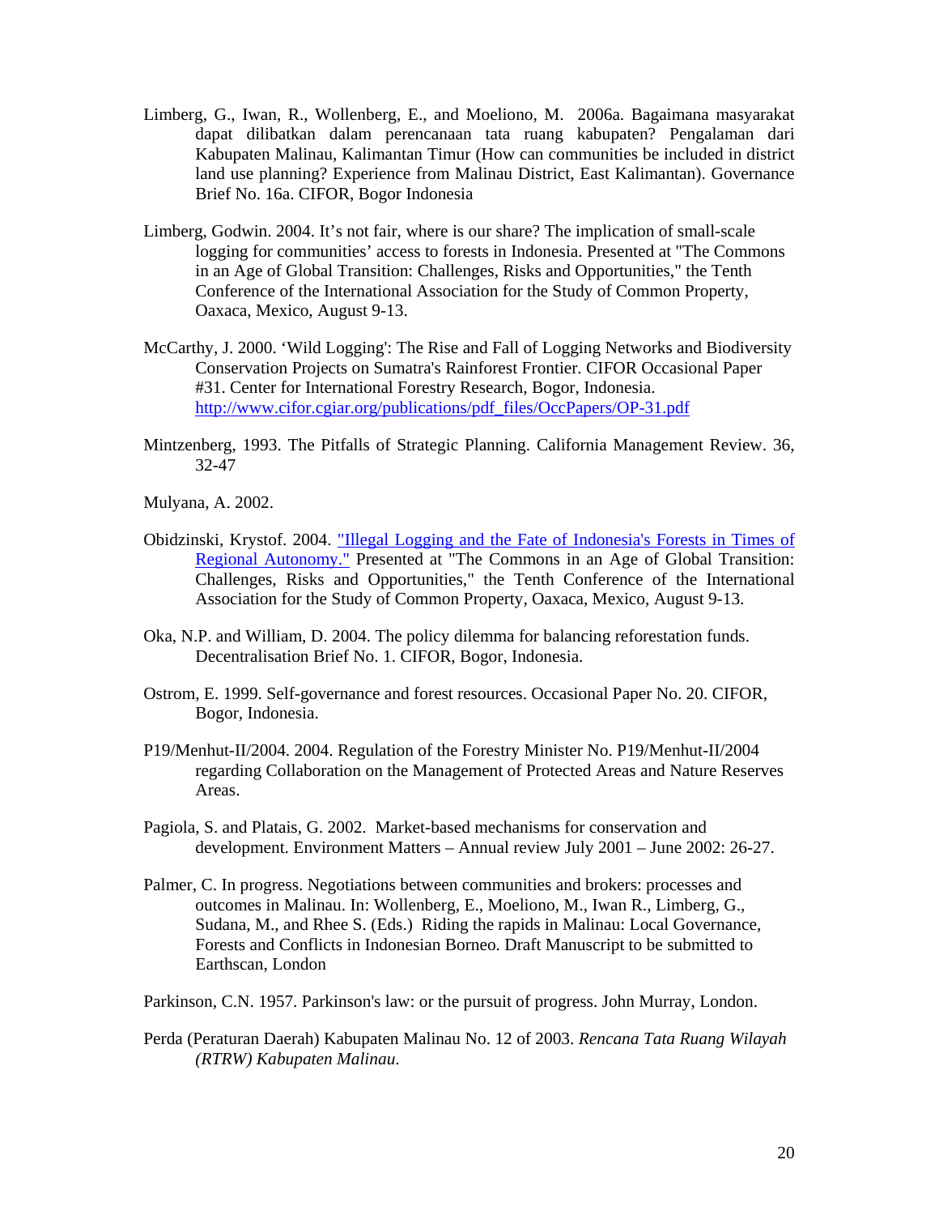Limberg, G., Iwan, R., Wollenberg, E., and Moeliono, M. 2006a. Bagaimana masyarakat dapat dilibatkan dalam perencanaan tata ruang kabupaten? Pengalaman dari Kabupaten Malinau, Kalimantan Timur (How can communities be included in district land use planning? Experience from Malinau District, East Kalimantan). Governance Brief No. 16a. CIFOR, Bogor Indonesia

Limberg, Godwin. 2004. It's not fair, where is our share? The implication of small-scale logging for communities' access to forests in Indonesia. Presented at "The Commons in an Age of Global Transition: Challenges, Risks and Opportunities," the Tenth Conference of the International Association for the Study of Common Property, Oaxaca, Mexico, August 9-13.

McCarthy, J. 2000. 'Wild Logging': The Rise and Fall of Logging Networks and Biodiversity Conservation Projects on Sumatra's Rainforest Frontier. CIFOR Occasional Paper #31. Center for International Forestry Research, Bogor, Indonesia. [http://www.cifor.cgiar.org/publications/pdf_files/OccPapers/OP-31.pdf](http://www.cifor.cgiar.org/publications/pdf_files/OccPapers/OP-31.pdf)

Mintzenberg, 1993. The Pitfalls of Strategic Planning. California Management Review. 36, 32-47

Mulyana, A. 2002.

Obidzinski, Krystof. 2004. "Illegal Logging and the Fate of Indonesia's Forests in Times of Regional Autonomy." Presented at "The Commons in an Age of Global Transition: Challenges, Risks and Opportunities," the Tenth Conference of the International Association for the Study of Common Property, Oaxaca, Mexico, August 9-13.

Oka, N.P. and William, D. 2004. The policy dilemma for balancing reforestation funds. Decentralisation Brief No. 1. CIFOR, Bogor, Indonesia.

Ostrom, E. 1999. Self-governance and forest resources. Occasional Paper No. 20. CIFOR, Bogor, Indonesia.

P19/Menhut-II/2004. 2004. Regulation of the Forestry Minister No. P19/Menhut-II/2004 regarding Collaboration on the Management of Protected Areas and Nature Reserves Areas.

Pagiola, S. and Platais, G. 2002. Market-based mechanisms for conservation and development. Environment Matters – Annual review July 2001 – June 2002: 26-27.

Palmer, C. In progress. Negotiations between communities and brokers: processes and outcomes in Malinau. In: Wollenberg, E., Moeliono, M., Iwan R., Limberg, G., Sudana, M., and Rhee S. (Eds.) Riding the rapids in Malinau: Local Governance, Forests and Conflicts in Indonesian Borneo. Draft Manuscript to be submitted to Earthscan, London

Parkinson, C.N. 1957. Parkinson's law: or the pursuit of progress. John Murray, London.

Perda (Peraturan Daerah) Kabupaten Malinau No. 12 of 2003. *Rencana Tata Ruang Wilayah (RTRW) Kabupaten Malinau.*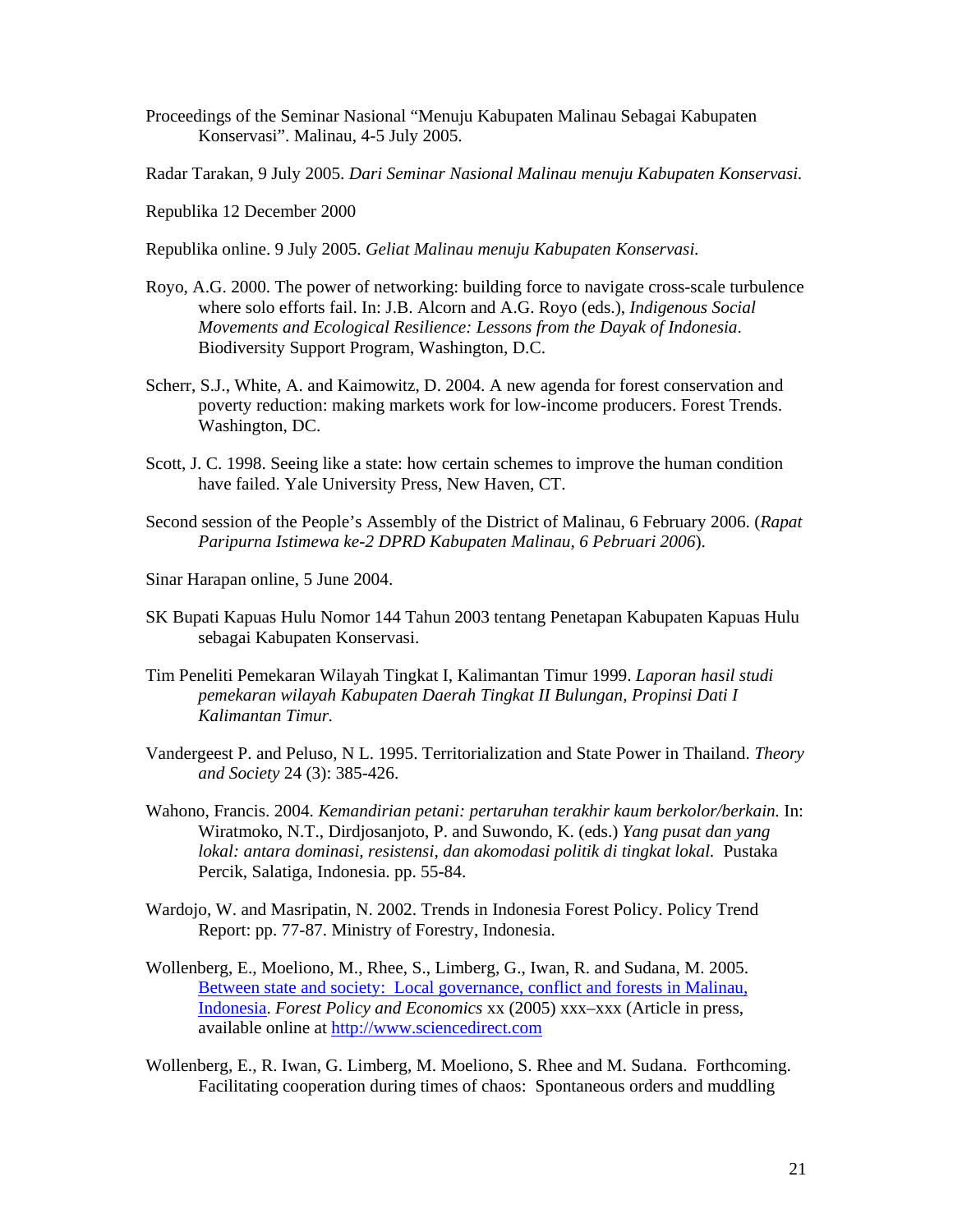Proceedings of the Seminar Nasional "Menuju Kabupaten Malinau Sebagai Kabupaten Konservasi". Malinau, 4-5 July 2005.

Radar Tarakan, 9 July 2005. *Dari Seminar Nasional Malinau menuju Kabupaten Konservasi.*

Republika 12 December 2000

Republika online. 9 July 2005. *Geliat Malinau menuju Kabupaten Konservasi.*

Royo, A.G. 2000. The power of networking: building force to navigate cross-scale turbulence where solo efforts fail. In: J.B. Alcorn and A.G. Royo (eds.), *Indigenous Social Movements and Ecological Resilience: Lessons from the Dayak of Indonesia*. Biodiversity Support Program, Washington, D.C.

Scherr, S.J., White, A. and Kaimowitz, D. 2004. A new agenda for forest conservation and poverty reduction: making markets work for low-income producers. Forest Trends. Washington, DC.

Scott, J. C. 1998. Seeing like a state: how certain schemes to improve the human condition have failed. Yale University Press, New Haven, CT.

Second session of the People's Assembly of the District of Malinau, 6 February 2006. (*Rapat Paripurna Istimewa ke-2 DPRD Kabupaten Malinau, 6 Pebruari 2006*).

Sinar Harapan online, 5 June 2004.

SK Bupati Kapuas Hulu Nomor 144 Tahun 2003 tentang Penetapan Kabupaten Kapuas Hulu sebagai Kabupaten Konservasi.

Tim Peneliti Pemekaran Wilayah Tingkat I, Kalimantan Timur 1999. *Laporan hasil studi pemekaran wilayah Kabupaten Daerah Tingkat II Bulungan, Propinsi Dati I Kalimantan Timur.*

Vandergeest P. and Peluso, N L. 1995. Territorialization and State Power in Thailand. *Theory and Society* 24 (3): 385-426.

Wahono, Francis. 2004. *Kemandirian petani: pertaruhan terakhir kaum berkolor/berkain.* In: Wiratmoko, N.T., Dirdjosanjoto, P. and Suwondo, K. (eds.) *Yang pusat dan yang lokal: antara dominasi, resistensi, dan akomodasi politik di tingkat lokal.* Pustaka Percik, Salatiga, Indonesia. pp. 55-84.

Wardojo, W. and Masripatin, N. 2002. Trends in Indonesia Forest Policy. Policy Trend Report: pp. 77-87. Ministry of Forestry, Indonesia.

Wollenberg, E., Moeliono, M., Rhee, S., Limberg, G., Iwan, R. and Sudana, M. 2005. Between state and society: Local governance, conflict and forests in Malinau, Indonesia. *Forest Policy and Economics* xx (2005) xxx–xxx (Article in press, available online at http://www.sciencedirect.com

Wollenberg, E., R. Iwan, G. Limberg, M. Moeliono, S. Rhee and M. Sudana. Forthcoming. Facilitating cooperation during times of chaos: Spontaneous orders and muddling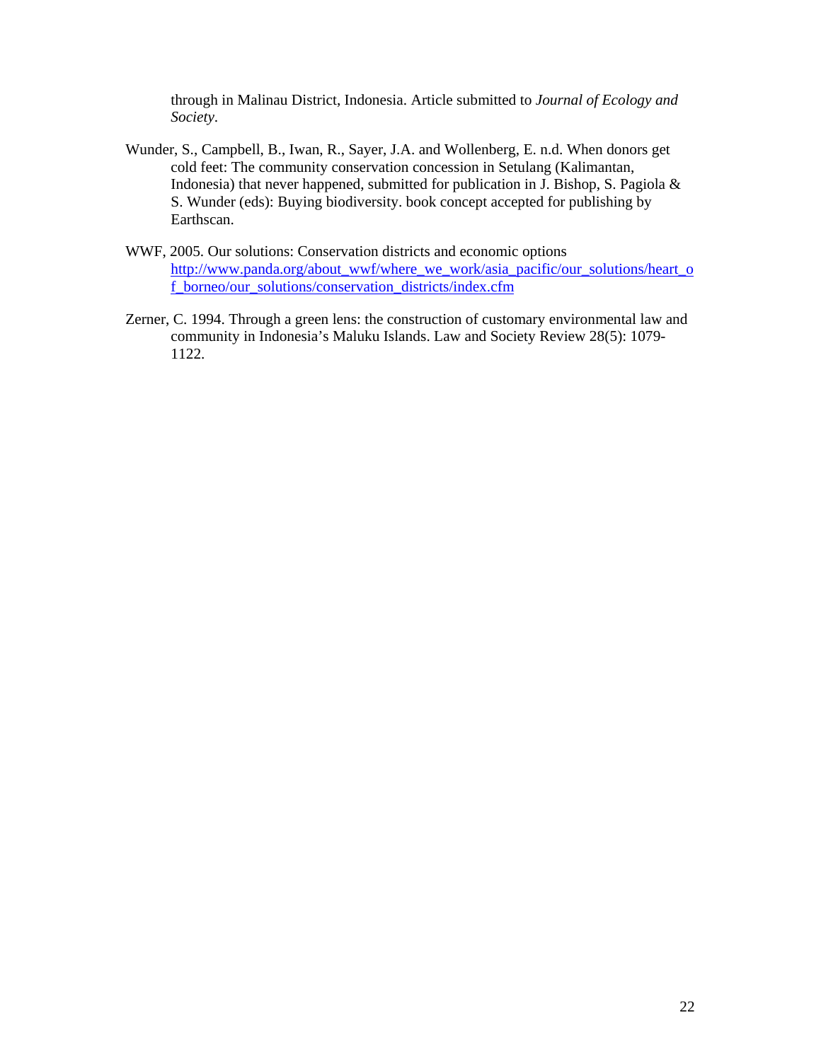through in Malinau District, Indonesia. Article submitted to *Journal of Ecology and Society*.

Wunder, S., Campbell, B., Iwan, R., Sayer, J.A. and Wollenberg, E. n.d. When donors get cold feet: The community conservation concession in Setulang (Kalimantan, Indonesia) that never happened, submitted for publication in J. Bishop, S. Pagiola & S. Wunder (eds): Buying biodiversity. book concept accepted for publishing by Earthscan.

WWF, 2005. Our solutions: Conservation districts and economic options http://www.panda.org/about_wwf/where_we_work/asia_pacific/our_solutions/heart_of_borneo/our_solutions/conservation_districts/index.cfm

Zerner, C. 1994. Through a green lens: the construction of customary environmental law and community in Indonesia's Maluku Islands. Law and Society Review 28(5): 1079-1122.